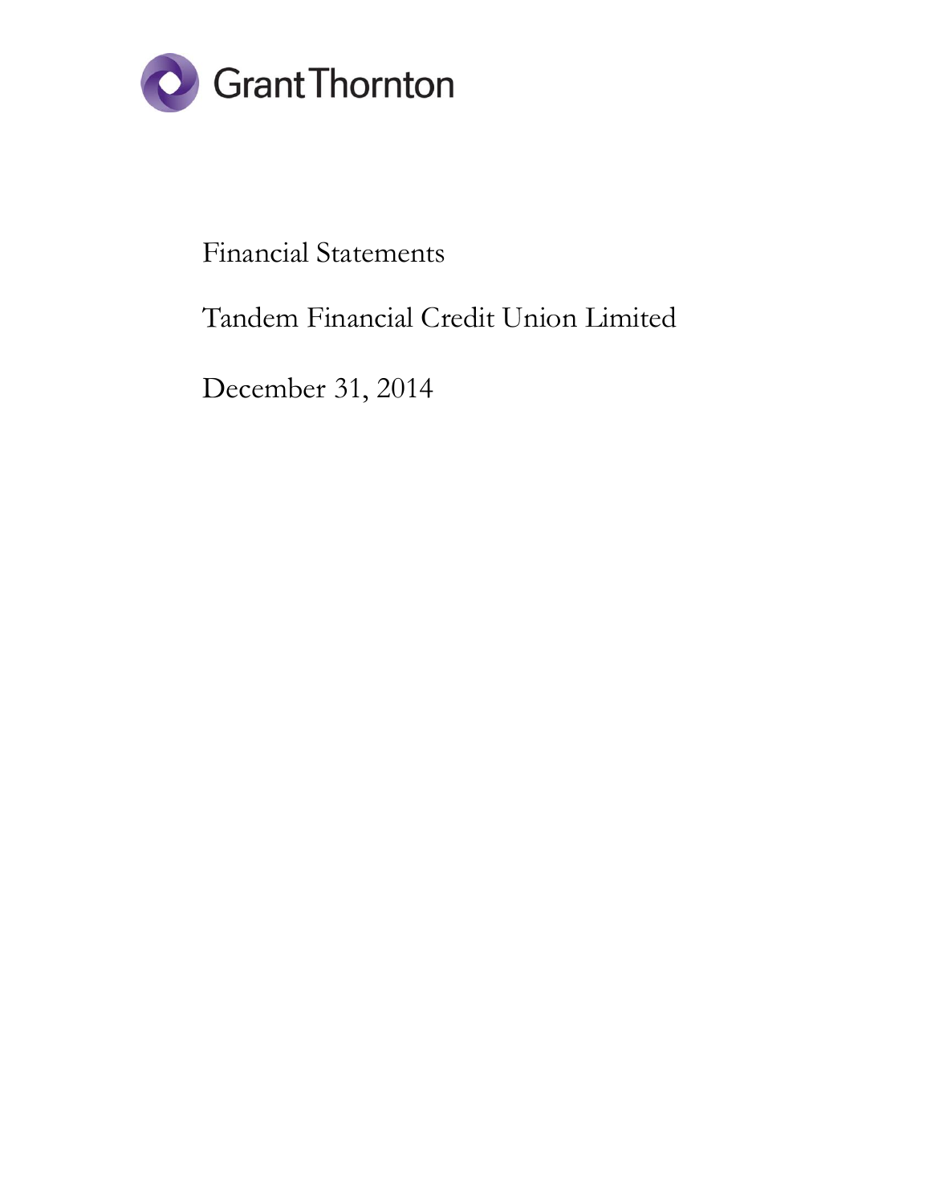Grant Thornton

# Financial Statements

# Tandem Financial Credit Union Limited

# December 31, 2014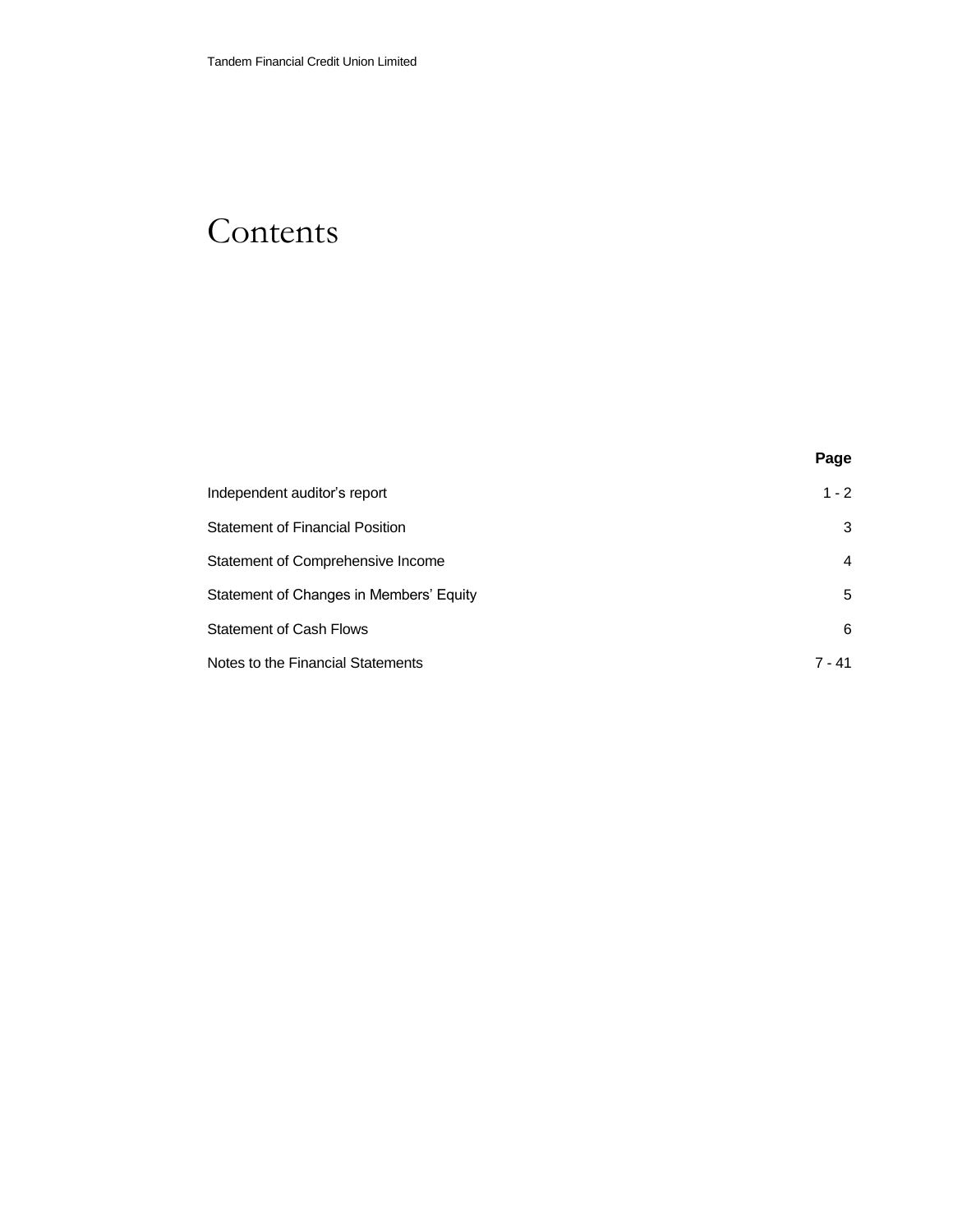# Contents

| | Page |
|---|---|
| Independent auditor's report | 1 - 2 |
| Statement of Financial Position | 3 |
| Statement of Comprehensive Income | 4 |
| Statement of Changes in Members' Equity | 5 |
| Statement of Cash Flows | 6 |
| Notes to the Financial Statements | 7 - 41 |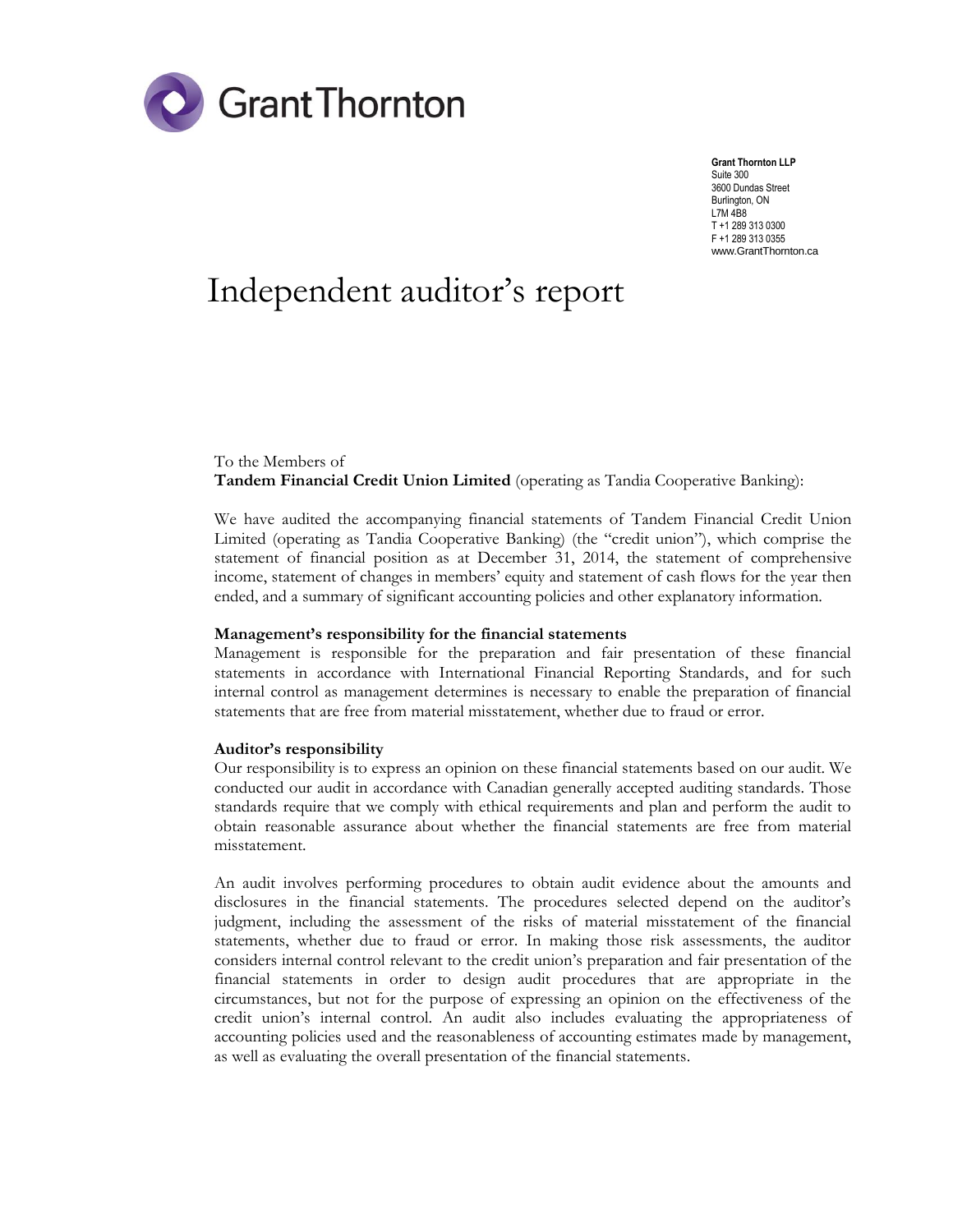Grant Thornton

**Grant Thornton LLP**
Suite 300
3600 Dundas Street
Burlington, ON
L7M 4B8
T +1 289 313 0300
F +1 289 313 0355
www.GrantThornton.ca

# Independent auditor's report

To the Members of
**Tandem Financial Credit Union Limited** (operating as Tandia Cooperative Banking):

We have audited the accompanying financial statements of Tandem Financial Credit Union Limited (operating as Tandia Cooperative Banking) (the "credit union"), which comprise the statement of financial position as at December 31, 2014, the statement of comprehensive income, statement of changes in members' equity and statement of cash flows for the year then ended, and a summary of significant accounting policies and other explanatory information.

**Management's responsibility for the financial statements**
Management is responsible for the preparation and fair presentation of these financial statements in accordance with International Financial Reporting Standards, and for such internal control as management determines is necessary to enable the preparation of financial statements that are free from material misstatement, whether due to fraud or error.

**Auditor's responsibility**
Our responsibility is to express an opinion on these financial statements based on our audit. We conducted our audit in accordance with Canadian generally accepted auditing standards. Those standards require that we comply with ethical requirements and plan and perform the audit to obtain reasonable assurance about whether the financial statements are free from material misstatement.

An audit involves performing procedures to obtain audit evidence about the amounts and disclosures in the financial statements. The procedures selected depend on the auditor's judgment, including the assessment of the risks of material misstatement of the financial statements, whether due to fraud or error. In making those risk assessments, the auditor considers internal control relevant to the credit union's preparation and fair presentation of the financial statements in order to design audit procedures that are appropriate in the circumstances, but not for the purpose of expressing an opinion on the effectiveness of the credit union's internal control. An audit also includes evaluating the appropriateness of accounting policies used and the reasonableness of accounting estimates made by management, as well as evaluating the overall presentation of the financial statements.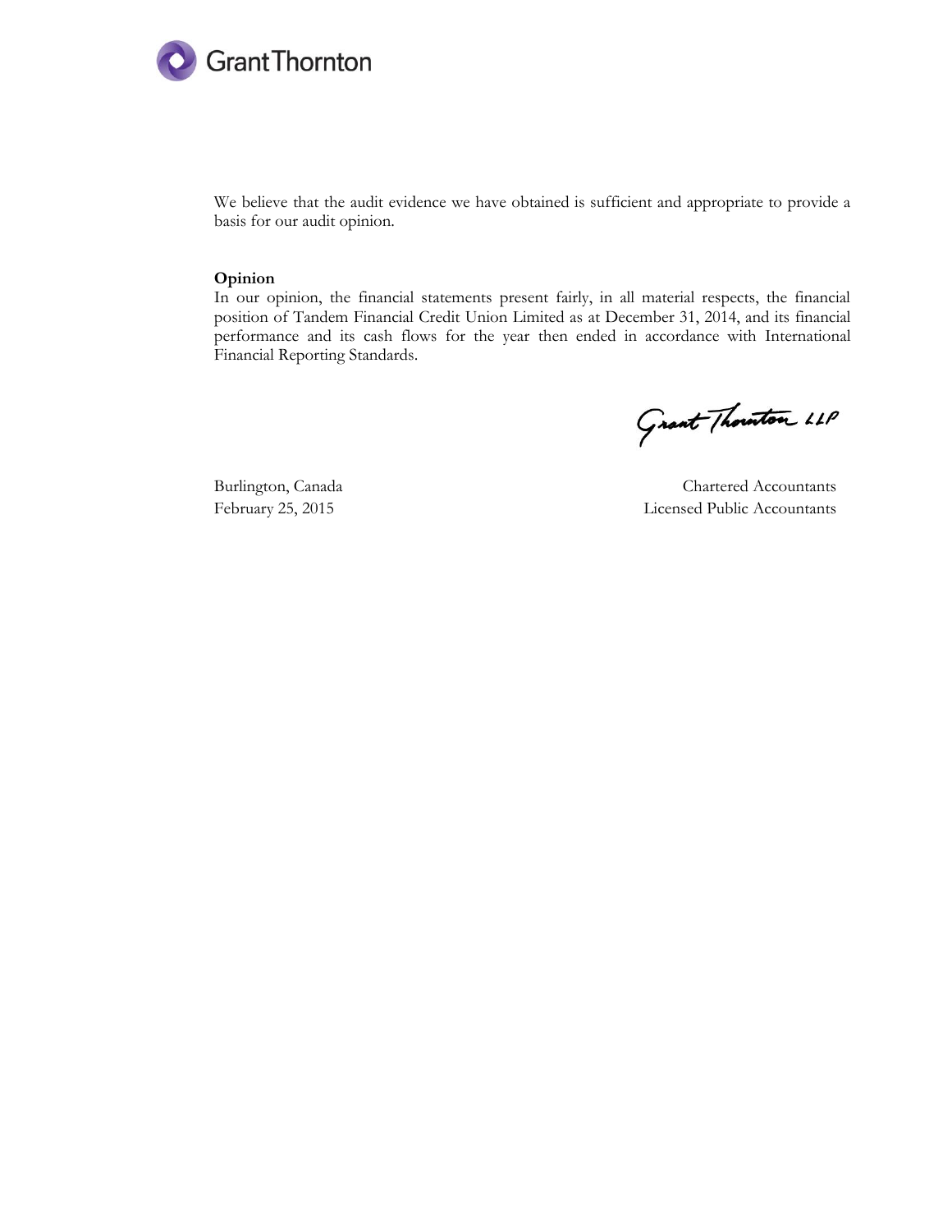We believe that the audit evidence we have obtained is sufficient and appropriate to provide a basis for our audit opinion.

**Opinion**

In our opinion, the financial statements present fairly, in all material respects, the financial position of Tandem Financial Credit Union Limited as at December 31, 2014, and its financial performance and its cash flows for the year then ended in accordance with International Financial Reporting Standards.

Grant Thornton LLP

Burlington, Canada
February 25, 2015

Chartered Accountants
Licensed Public Accountants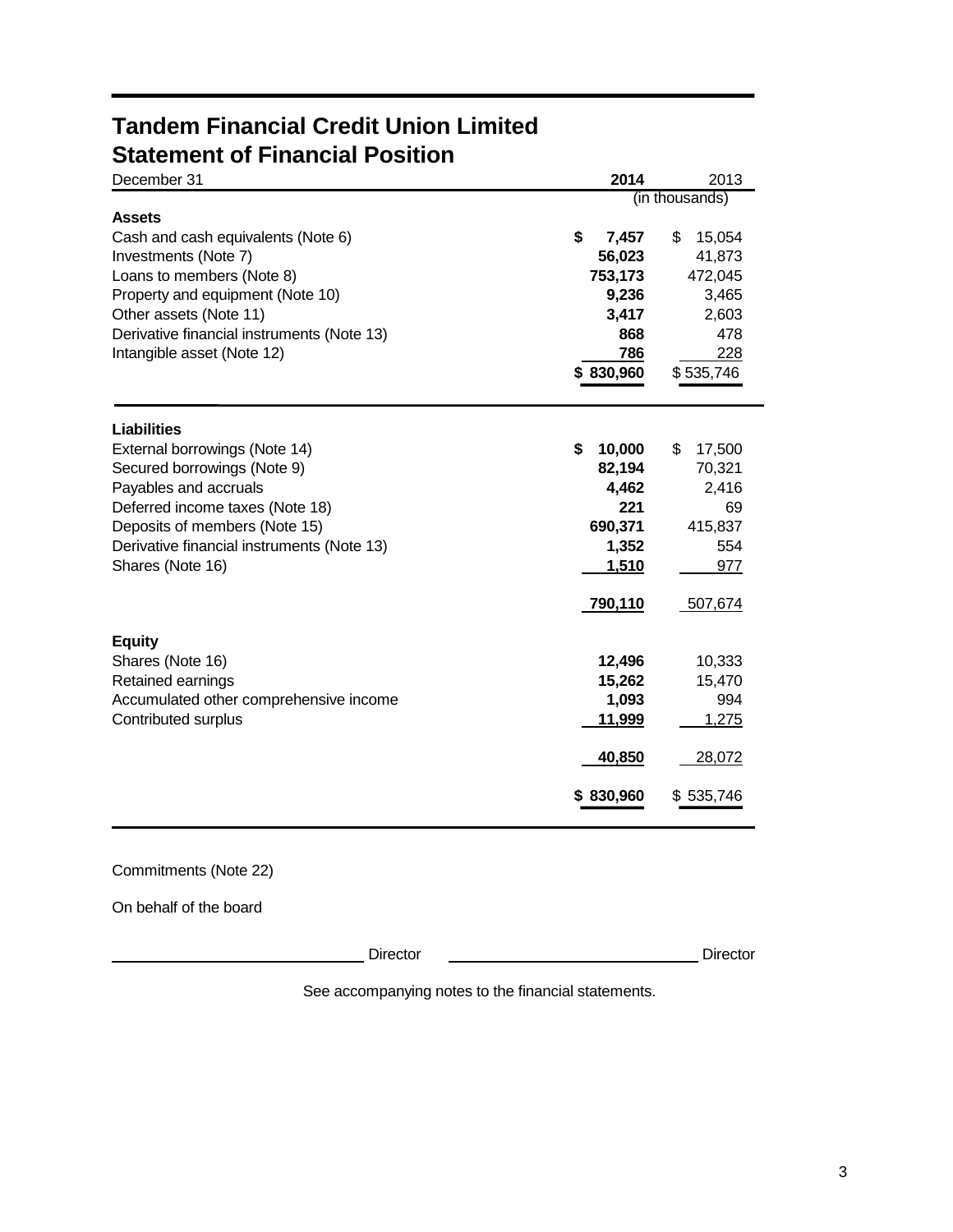# Tandem Financial Credit Union Limited
## Statement of Financial Position

| December 31 | **2014** | 2013 |
|---|---|---|
| | (in thousands) | |
| **Assets** | | |
| Cash and cash equivalents (Note 6) | **$ 7,457** | $ 15,054 |
| Investments (Note 7) | **56,023** | 41,873 |
| Loans to members (Note 8) | **753,173** | 472,045 |
| Property and equipment (Note 10) | **9,236** | 3,465 |
| Other assets (Note 11) | **3,417** | 2,603 |
| Derivative financial instruments (Note 13) | **868** | 478 |
| Intangible asset (Note 12) | **786** | 228 |
| | **$ 830,960** | $ 535,746 |
| **Liabilities** | | |
| External borrowings (Note 14) | **$ 10,000** | $ 17,500 |
| Secured borrowings (Note 9) | **82,194** | 70,321 |
| Payables and accruals | **4,462** | 2,416 |
| Deferred income taxes (Note 18) | **221** | 69 |
| Deposits of members (Note 15) | **690,371** | 415,837 |
| Derivative financial instruments (Note 13) | **1,352** | 554 |
| Shares (Note 16) | **1,510** | 977 |
| | **790,110** | 507,674 |
| **Equity** | | |
| Shares (Note 16) | **12,496** | 10,333 |
| Retained earnings | **15,262** | 15,470 |
| Accumulated other comprehensive income | **1,093** | 994 |
| Contributed surplus | **11,999** | 1,275 |
| | **40,850** | 28,072 |
| | **$ 830,960** | $ 535,746 |

Commitments (Note 22)

On behalf of the board

_____________________ Director _____________________ Director

See accompanying notes to the financial statements.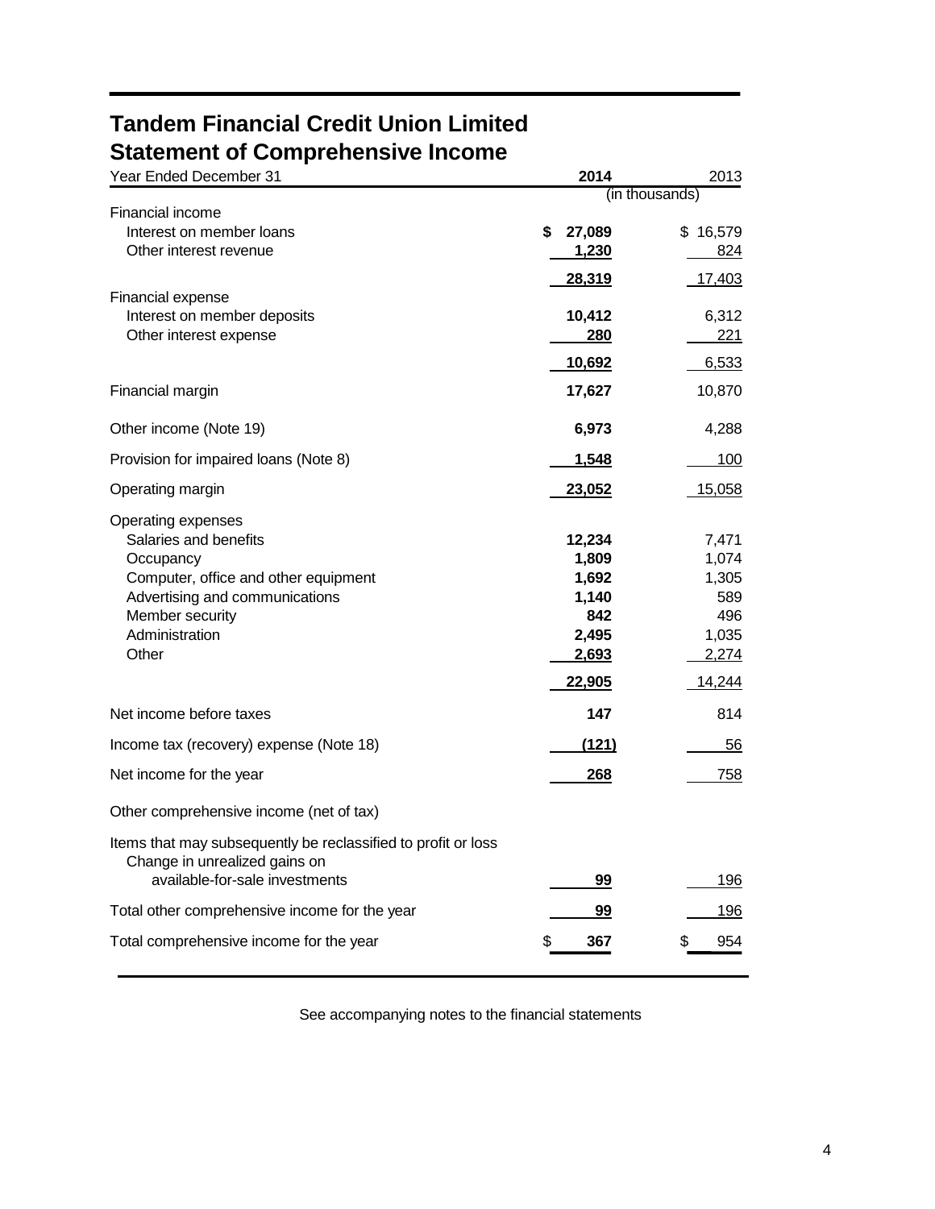# Tandem Financial Credit Union Limited
## Statement of Comprehensive Income

| Year Ended December 31 | 2014 | 2013 |
|---|---|---|
| | (in thousands) | |
| Financial income | | |
| Interest on member loans | $ 27,089 | $ 16,579 |
| Other interest revenue | 1,230 | 824 |
| | 28,319 | 17,403 |
| Financial expense | | |
| Interest on member deposits | 10,412 | 6,312 |
| Other interest expense | 280 | 221 |
| | 10,692 | 6,533 |
| Financial margin | 17,627 | 10,870 |
| Other income (Note 19) | 6,973 | 4,288 |
| Provision for impaired loans (Note 8) | 1,548 | 100 |
| Operating margin | 23,052 | 15,058 |
| Operating expenses | | |
| Salaries and benefits | 12,234 | 7,471 |
| Occupancy | 1,809 | 1,074 |
| Computer, office and other equipment | 1,692 | 1,305 |
| Advertising and communications | 1,140 | 589 |
| Member security | 842 | 496 |
| Administration | 2,495 | 1,035 |
| Other | 2,693 | 2,274 |
| | 22,905 | 14,244 |
| Net income before taxes | 147 | 814 |
| Income tax (recovery) expense (Note 18) | (121) | 56 |
| Net income for the year | 268 | 758 |
| Other comprehensive income (net of tax) | | |
| Items that may subsequently be reclassified to profit or loss | | |
| Change in unrealized gains on available-for-sale investments | 99 | 196 |
| Total other comprehensive income for the year | 99 | 196 |
| Total comprehensive income for the year | $ 367 | $ 954 |

See accompanying notes to the financial statements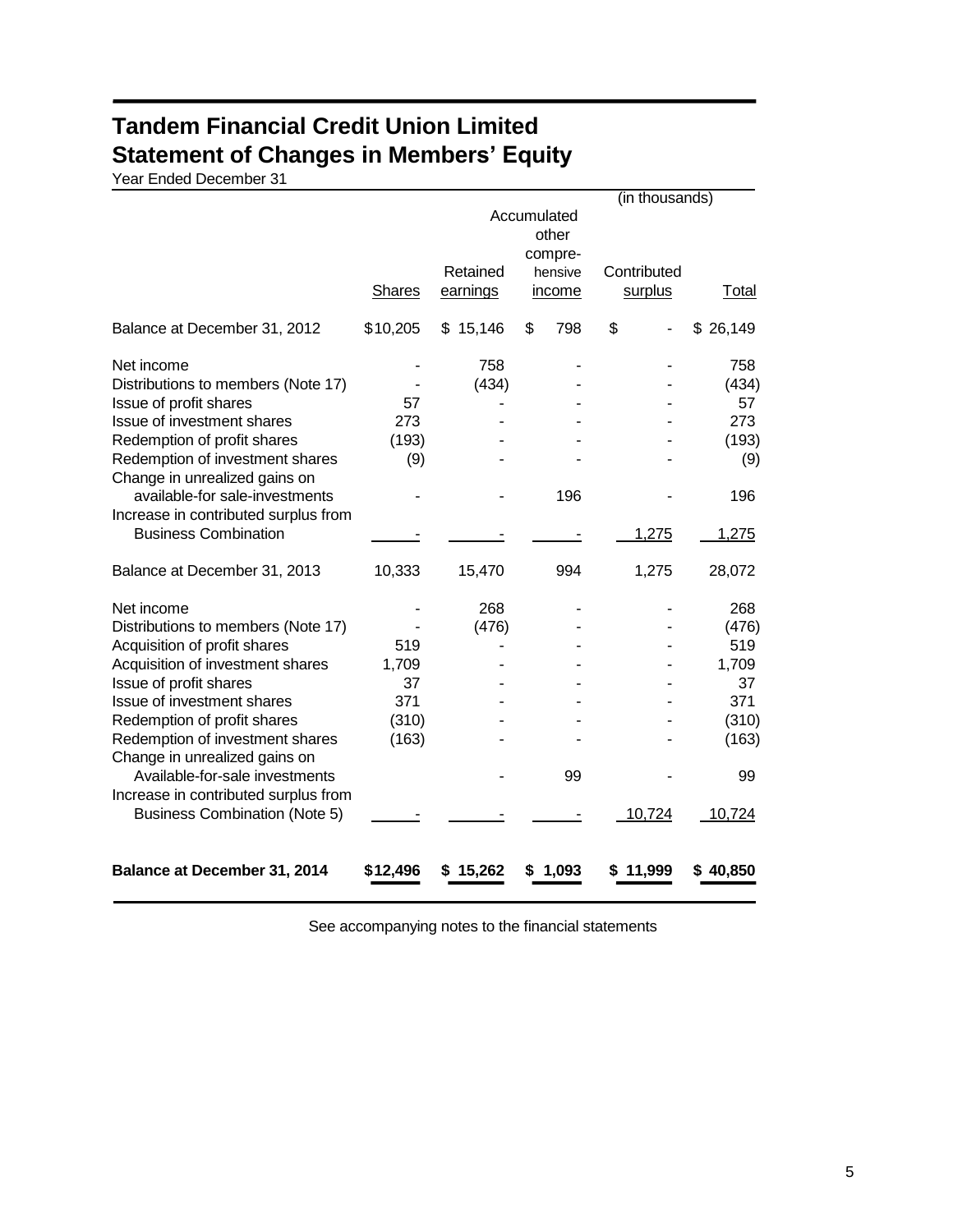# Tandem Financial Credit Union Limited
# Statement of Changes in Members' Equity

Year Ended December 31

(in thousands)

| | Shares | Retained earnings | Accumulated other compre-hensive income | Contributed surplus | Total |
|---|---|---|---|---|---|
| Balance at December 31, 2012 | $10,205 | $ 15,146 | $ 798 | $ - | $ 26,149 |
| Net income | - | 758 | - | - | 758 |
| Distributions to members (Note 17) | - | (434) | - | - | (434) |
| Issue of profit shares | 57 | - | - | - | 57 |
| Issue of investment shares | 273 | - | - | - | 273 |
| Redemption of profit shares | (193) | - | - | - | (193) |
| Redemption of investment shares | (9) | - | - | - | (9) |
| Change in unrealized gains on available-for sale-investments | - | - | 196 | - | 196 |
| Increase in contributed surplus from Business Combination | - | - | - | 1,275 | 1,275 |
| Balance at December 31, 2013 | 10,333 | 15,470 | 994 | 1,275 | 28,072 |
| Net income | - | 268 | - | - | 268 |
| Distributions to members (Note 17) | - | (476) | - | - | (476) |
| Acquisition of profit shares | 519 | - | - | - | 519 |
| Acquisition of investment shares | 1,709 | - | - | - | 1,709 |
| Issue of profit shares | 37 | - | - | - | 37 |
| Issue of investment shares | 371 | - | - | - | 371 |
| Redemption of profit shares | (310) | - | - | - | (310) |
| Redemption of investment shares | (163) | - | - | - | (163) |
| Change in unrealized gains on Available-for-sale investments | | - | 99 | - | 99 |
| Increase in contributed surplus from Business Combination (Note 5) | - | - | - | 10,724 | 10,724 |
| **Balance at December 31, 2014** | **$12,496** | **$ 15,262** | **$ 1,093** | **$ 11,999** | **$ 40,850** |

See accompanying notes to the financial statements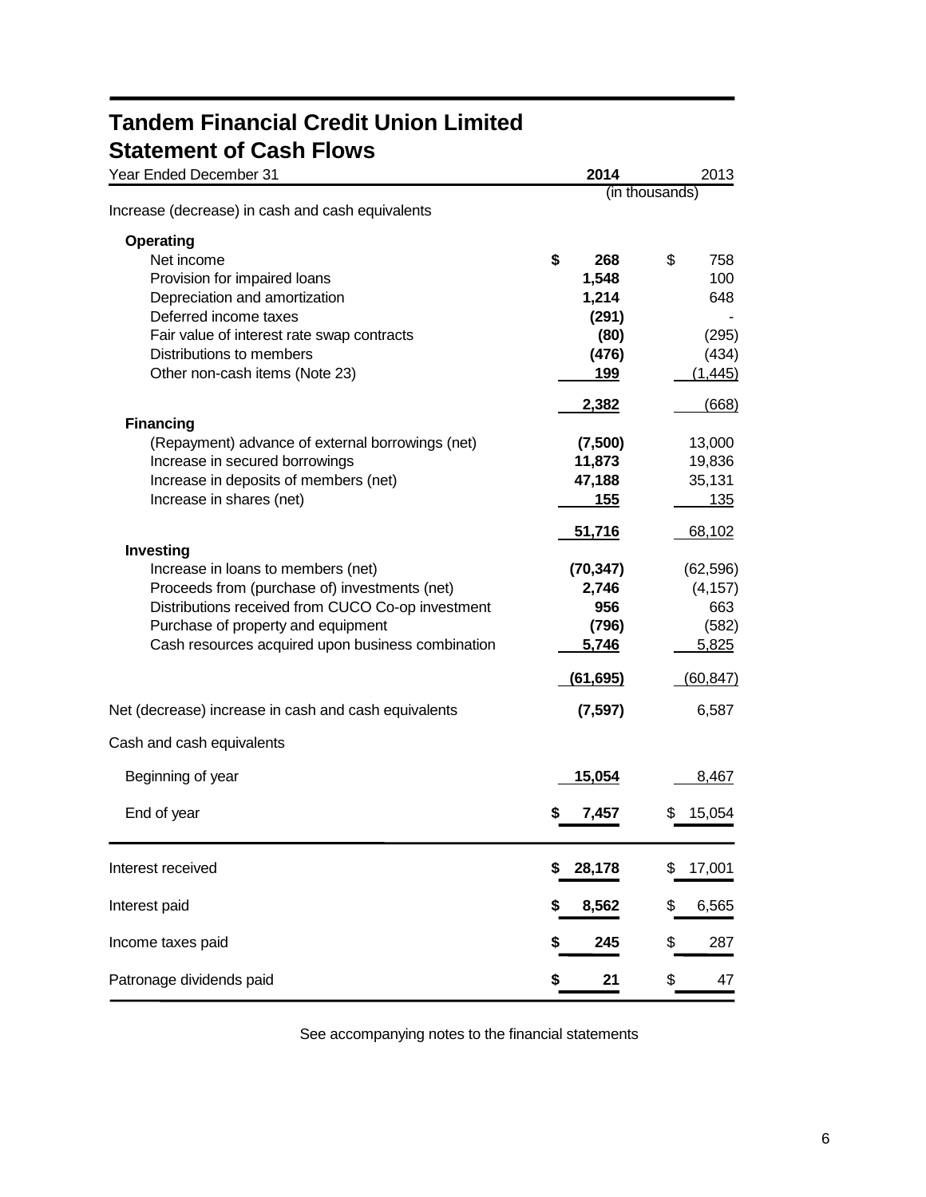# Tandem Financial Credit Union Limited

## Statement of Cash Flows

| Year Ended December 31 | 2014 | 2013 |
|---|---|---|
| | (in thousands) | |
| Increase (decrease) in cash and cash equivalents | | |
| **Operating** | | |
| Net income | $ 268 | $ 758 |
| Provision for impaired loans | 1,548 | 100 |
| Depreciation and amortization | 1,214 | 648 |
| Deferred income taxes | (291) | - |
| Fair value of interest rate swap contracts | (80) | (295) |
| Distributions to members | (476) | (434) |
| Other non-cash items (Note 23) | 199 | (1,445) |
| | 2,382 | (668) |
| **Financing** | | |
| (Repayment) advance of external borrowings (net) | (7,500) | 13,000 |
| Increase in secured borrowings | 11,873 | 19,836 |
| Increase in deposits of members (net) | 47,188 | 35,131 |
| Increase in shares (net) | 155 | 135 |
| | 51,716 | 68,102 |
| **Investing** | | |
| Increase in loans to members (net) | (70,347) | (62,596) |
| Proceeds from (purchase of) investments (net) | 2,746 | (4,157) |
| Distributions received from CUCO Co-op investment | 956 | 663 |
| Purchase of property and equipment | (796) | (582) |
| Cash resources acquired upon business combination | 5,746 | 5,825 |
| | (61,695) | (60,847) |
| Net (decrease) increase in cash and cash equivalents | (7,597) | 6,587 |
| Cash and cash equivalents | | |
| Beginning of year | 15,054 | 8,467 |
| End of year | $ 7,457 | $ 15,054 |
| Interest received | $ 28,178 | $ 17,001 |
| Interest paid | $ 8,562 | $ 6,565 |
| Income taxes paid | $ 245 | $ 287 |
| Patronage dividends paid | $ 21 | $ 47 |

See accompanying notes to the financial statements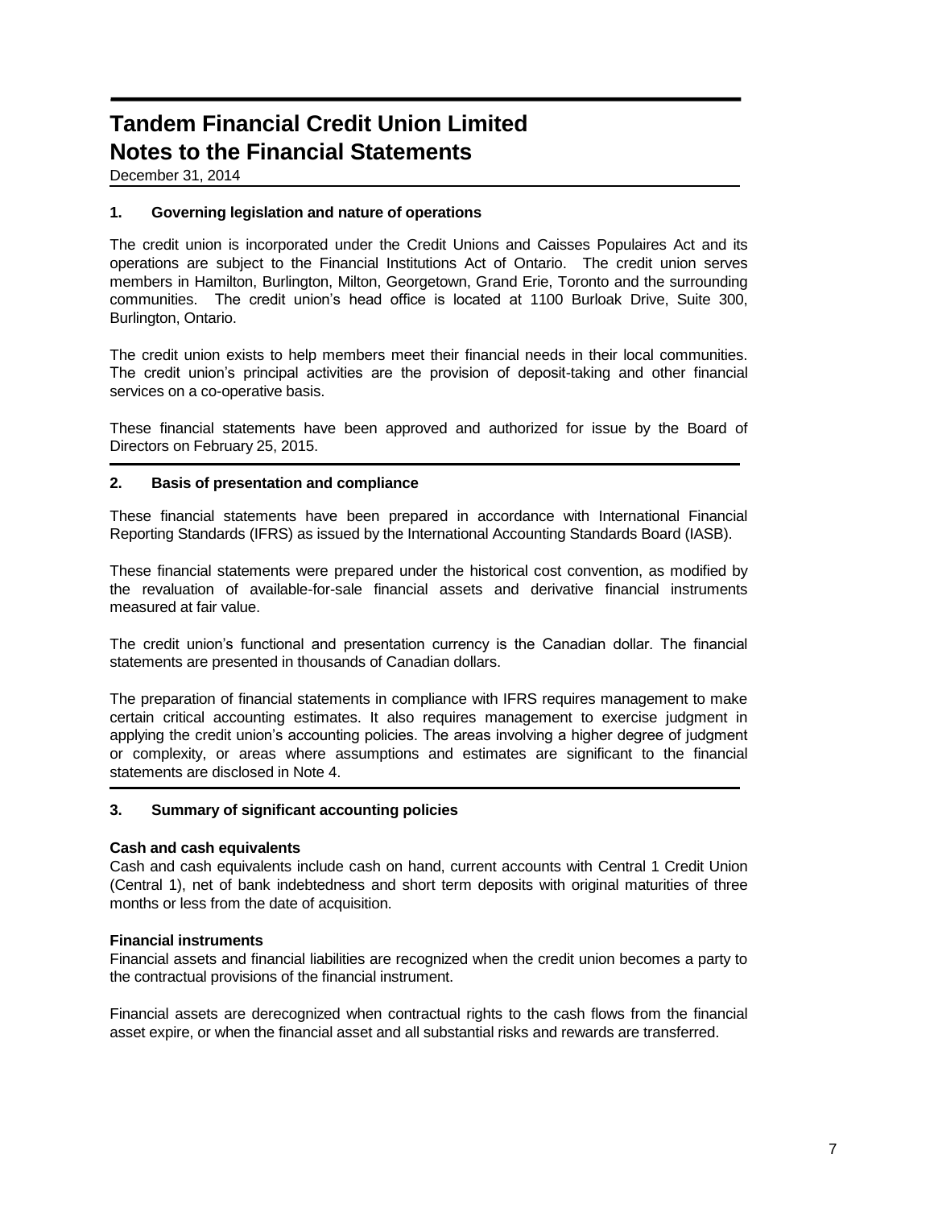# Tandem Financial Credit Union Limited
# Notes to the Financial Statements

December 31, 2014

## 1. Governing legislation and nature of operations

The credit union is incorporated under the Credit Unions and Caisses Populaires Act and its operations are subject to the Financial Institutions Act of Ontario. The credit union serves members in Hamilton, Burlington, Milton, Georgetown, Grand Erie, Toronto and the surrounding communities. The credit union's head office is located at 1100 Burloak Drive, Suite 300, Burlington, Ontario.

The credit union exists to help members meet their financial needs in their local communities. The credit union's principal activities are the provision of deposit-taking and other financial services on a co-operative basis.

These financial statements have been approved and authorized for issue by the Board of Directors on February 25, 2015.

## 2. Basis of presentation and compliance

These financial statements have been prepared in accordance with International Financial Reporting Standards (IFRS) as issued by the International Accounting Standards Board (IASB).

These financial statements were prepared under the historical cost convention, as modified by the revaluation of available-for-sale financial assets and derivative financial instruments measured at fair value.

The credit union's functional and presentation currency is the Canadian dollar. The financial statements are presented in thousands of Canadian dollars.

The preparation of financial statements in compliance with IFRS requires management to make certain critical accounting estimates. It also requires management to exercise judgment in applying the credit union's accounting policies. The areas involving a higher degree of judgment or complexity, or areas where assumptions and estimates are significant to the financial statements are disclosed in Note 4.

## 3. Summary of significant accounting policies

**Cash and cash equivalents**

Cash and cash equivalents include cash on hand, current accounts with Central 1 Credit Union (Central 1), net of bank indebtedness and short term deposits with original maturities of three months or less from the date of acquisition.

**Financial instruments**

Financial assets and financial liabilities are recognized when the credit union becomes a party to the contractual provisions of the financial instrument.

Financial assets are derecognized when contractual rights to the cash flows from the financial asset expire, or when the financial asset and all substantial risks and rewards are transferred.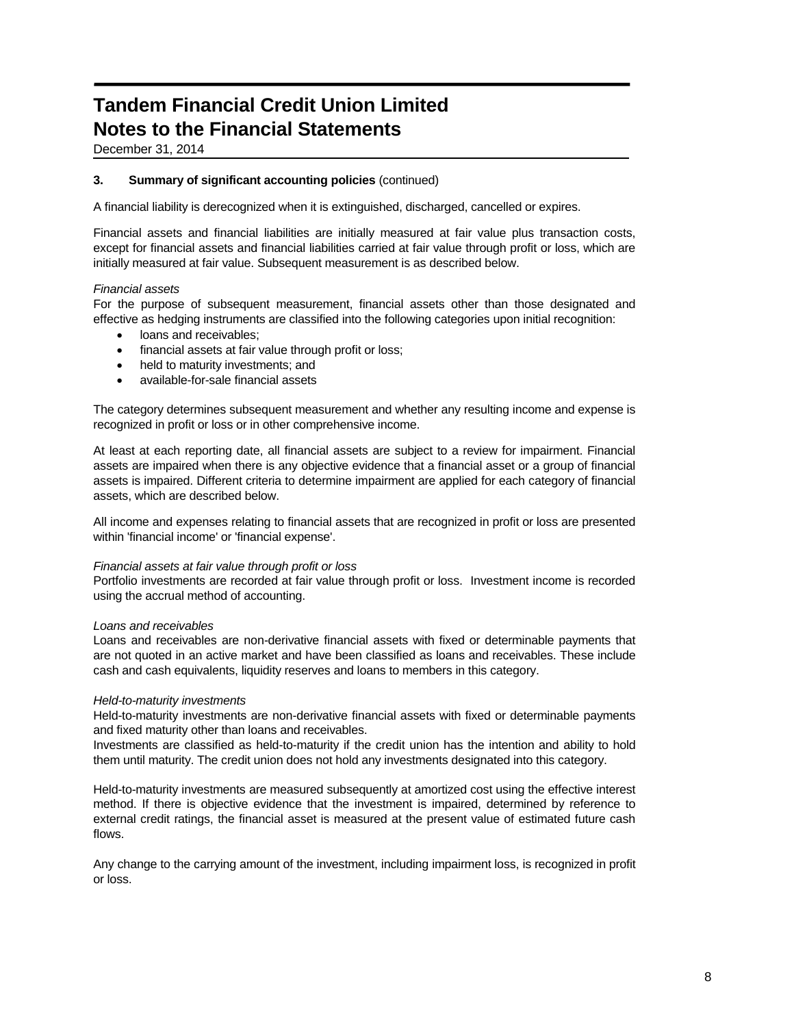# Tandem Financial Credit Union Limited
# Notes to the Financial Statements

December 31, 2014

**3. Summary of significant accounting policies** (continued)

A financial liability is derecognized when it is extinguished, discharged, cancelled or expires.

Financial assets and financial liabilities are initially measured at fair value plus transaction costs, except for financial assets and financial liabilities carried at fair value through profit or loss, which are initially measured at fair value. Subsequent measurement is as described below.

*Financial assets*

For the purpose of subsequent measurement, financial assets other than those designated and effective as hedging instruments are classified into the following categories upon initial recognition:

- loans and receivables;
- financial assets at fair value through profit or loss;
- held to maturity investments; and
- available-for-sale financial assets

The category determines subsequent measurement and whether any resulting income and expense is recognized in profit or loss or in other comprehensive income.

At least at each reporting date, all financial assets are subject to a review for impairment. Financial assets are impaired when there is any objective evidence that a financial asset or a group of financial assets is impaired. Different criteria to determine impairment are applied for each category of financial assets, which are described below.

All income and expenses relating to financial assets that are recognized in profit or loss are presented within 'financial income' or 'financial expense'.

*Financial assets at fair value through profit or loss*

Portfolio investments are recorded at fair value through profit or loss. Investment income is recorded using the accrual method of accounting.

*Loans and receivables*

Loans and receivables are non-derivative financial assets with fixed or determinable payments that are not quoted in an active market and have been classified as loans and receivables. These include cash and cash equivalents, liquidity reserves and loans to members in this category.

*Held-to-maturity investments*

Held-to-maturity investments are non-derivative financial assets with fixed or determinable payments and fixed maturity other than loans and receivables.

Investments are classified as held-to-maturity if the credit union has the intention and ability to hold them until maturity. The credit union does not hold any investments designated into this category.

Held-to-maturity investments are measured subsequently at amortized cost using the effective interest method. If there is objective evidence that the investment is impaired, determined by reference to external credit ratings, the financial asset is measured at the present value of estimated future cash flows.

Any change to the carrying amount of the investment, including impairment loss, is recognized in profit or loss.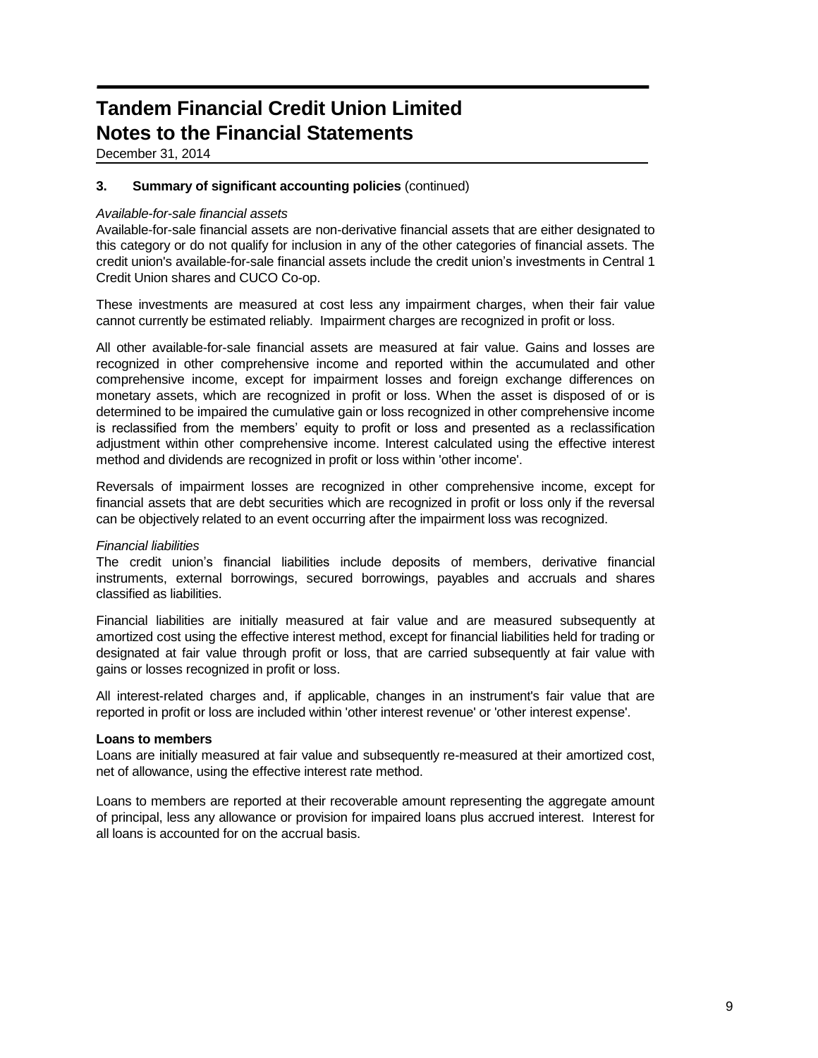# Tandem Financial Credit Union Limited
# Notes to the Financial Statements

December 31, 2014

**3. Summary of significant accounting policies** (continued)

*Available-for-sale financial assets*

Available-for-sale financial assets are non-derivative financial assets that are either designated to this category or do not qualify for inclusion in any of the other categories of financial assets. The credit union's available-for-sale financial assets include the credit union's investments in Central 1 Credit Union shares and CUCO Co-op.

These investments are measured at cost less any impairment charges, when their fair value cannot currently be estimated reliably. Impairment charges are recognized in profit or loss.

All other available-for-sale financial assets are measured at fair value. Gains and losses are recognized in other comprehensive income and reported within the accumulated and other comprehensive income, except for impairment losses and foreign exchange differences on monetary assets, which are recognized in profit or loss. When the asset is disposed of or is determined to be impaired the cumulative gain or loss recognized in other comprehensive income is reclassified from the members' equity to profit or loss and presented as a reclassification adjustment within other comprehensive income. Interest calculated using the effective interest method and dividends are recognized in profit or loss within 'other income'.

Reversals of impairment losses are recognized in other comprehensive income, except for financial assets that are debt securities which are recognized in profit or loss only if the reversal can be objectively related to an event occurring after the impairment loss was recognized.

*Financial liabilities*

The credit union's financial liabilities include deposits of members, derivative financial instruments, external borrowings, secured borrowings, payables and accruals and shares classified as liabilities.

Financial liabilities are initially measured at fair value and are measured subsequently at amortized cost using the effective interest method, except for financial liabilities held for trading or designated at fair value through profit or loss, that are carried subsequently at fair value with gains or losses recognized in profit or loss.

All interest-related charges and, if applicable, changes in an instrument's fair value that are reported in profit or loss are included within 'other interest revenue' or 'other interest expense'.

**Loans to members**

Loans are initially measured at fair value and subsequently re-measured at their amortized cost, net of allowance, using the effective interest rate method.

Loans to members are reported at their recoverable amount representing the aggregate amount of principal, less any allowance or provision for impaired loans plus accrued interest. Interest for all loans is accounted for on the accrual basis.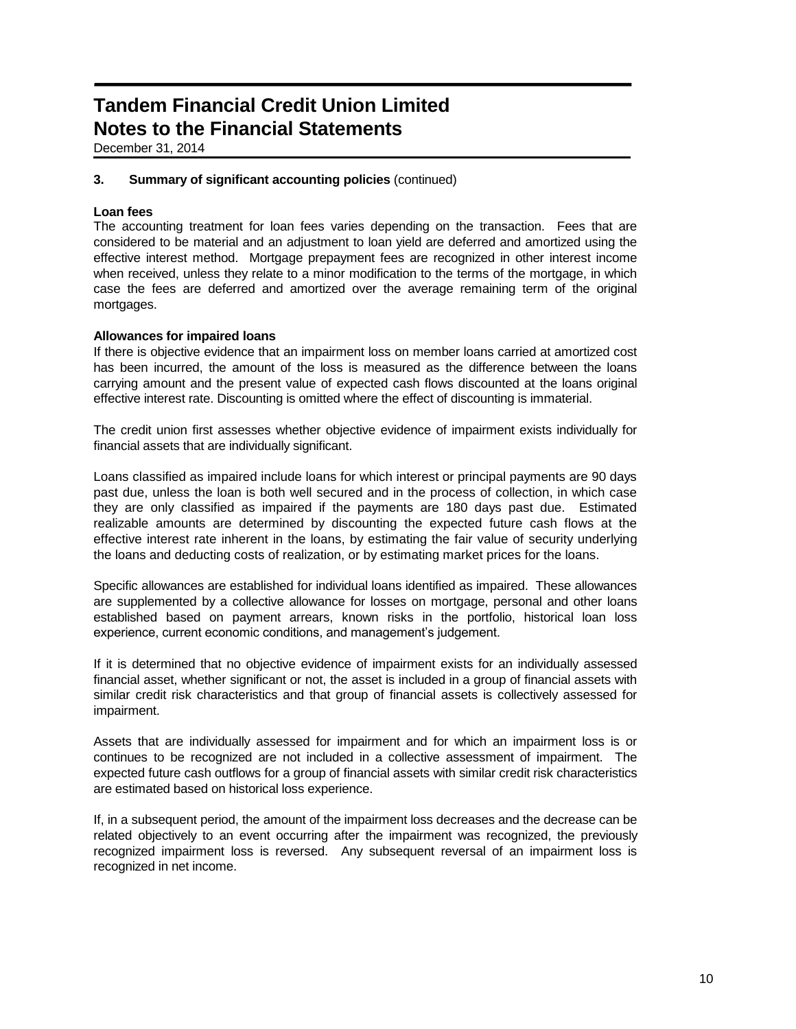# Tandem Financial Credit Union Limited
# Notes to the Financial Statements

December 31, 2014

**3. Summary of significant accounting policies** (continued)

**Loan fees**

The accounting treatment for loan fees varies depending on the transaction. Fees that are considered to be material and an adjustment to loan yield are deferred and amortized using the effective interest method. Mortgage prepayment fees are recognized in other interest income when received, unless they relate to a minor modification to the terms of the mortgage, in which case the fees are deferred and amortized over the average remaining term of the original mortgages.

**Allowances for impaired loans**

If there is objective evidence that an impairment loss on member loans carried at amortized cost has been incurred, the amount of the loss is measured as the difference between the loans carrying amount and the present value of expected cash flows discounted at the loans original effective interest rate. Discounting is omitted where the effect of discounting is immaterial.

The credit union first assesses whether objective evidence of impairment exists individually for financial assets that are individually significant.

Loans classified as impaired include loans for which interest or principal payments are 90 days past due, unless the loan is both well secured and in the process of collection, in which case they are only classified as impaired if the payments are 180 days past due. Estimated realizable amounts are determined by discounting the expected future cash flows at the effective interest rate inherent in the loans, by estimating the fair value of security underlying the loans and deducting costs of realization, or by estimating market prices for the loans.

Specific allowances are established for individual loans identified as impaired. These allowances are supplemented by a collective allowance for losses on mortgage, personal and other loans established based on payment arrears, known risks in the portfolio, historical loan loss experience, current economic conditions, and management's judgement.

If it is determined that no objective evidence of impairment exists for an individually assessed financial asset, whether significant or not, the asset is included in a group of financial assets with similar credit risk characteristics and that group of financial assets is collectively assessed for impairment.

Assets that are individually assessed for impairment and for which an impairment loss is or continues to be recognized are not included in a collective assessment of impairment. The expected future cash outflows for a group of financial assets with similar credit risk characteristics are estimated based on historical loss experience.

If, in a subsequent period, the amount of the impairment loss decreases and the decrease can be related objectively to an event occurring after the impairment was recognized, the previously recognized impairment loss is reversed. Any subsequent reversal of an impairment loss is recognized in net income.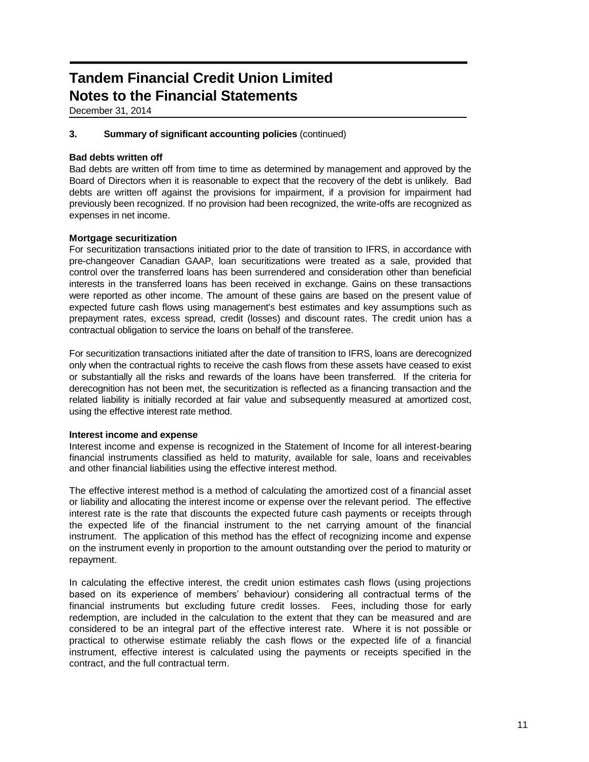# Tandem Financial Credit Union Limited
# Notes to the Financial Statements

December 31, 2014

### 3. Summary of significant accounting policies (continued)

**Bad debts written off**

Bad debts are written off from time to time as determined by management and approved by the Board of Directors when it is reasonable to expect that the recovery of the debt is unlikely. Bad debts are written off against the provisions for impairment, if a provision for impairment had previously been recognized. If no provision had been recognized, the write-offs are recognized as expenses in net income.

**Mortgage securitization**

For securitization transactions initiated prior to the date of transition to IFRS, in accordance with pre-changeover Canadian GAAP, loan securitizations were treated as a sale, provided that control over the transferred loans has been surrendered and consideration other than beneficial interests in the transferred loans has been received in exchange. Gains on these transactions were reported as other income. The amount of these gains are based on the present value of expected future cash flows using management's best estimates and key assumptions such as prepayment rates, excess spread, credit (losses) and discount rates. The credit union has a contractual obligation to service the loans on behalf of the transferee.

For securitization transactions initiated after the date of transition to IFRS, loans are derecognized only when the contractual rights to receive the cash flows from these assets have ceased to exist or substantially all the risks and rewards of the loans have been transferred. If the criteria for derecognition has not been met, the securitization is reflected as a financing transaction and the related liability is initially recorded at fair value and subsequently measured at amortized cost, using the effective interest rate method.

**Interest income and expense**

Interest income and expense is recognized in the Statement of Income for all interest-bearing financial instruments classified as held to maturity, available for sale, loans and receivables and other financial liabilities using the effective interest method.

The effective interest method is a method of calculating the amortized cost of a financial asset or liability and allocating the interest income or expense over the relevant period. The effective interest rate is the rate that discounts the expected future cash payments or receipts through the expected life of the financial instrument to the net carrying amount of the financial instrument. The application of this method has the effect of recognizing income and expense on the instrument evenly in proportion to the amount outstanding over the period to maturity or repayment.

In calculating the effective interest, the credit union estimates cash flows (using projections based on its experience of members' behaviour) considering all contractual terms of the financial instruments but excluding future credit losses. Fees, including those for early redemption, are included in the calculation to the extent that they can be measured and are considered to be an integral part of the effective interest rate. Where it is not possible or practical to otherwise estimate reliably the cash flows or the expected life of a financial instrument, effective interest is calculated using the payments or receipts specified in the contract, and the full contractual term.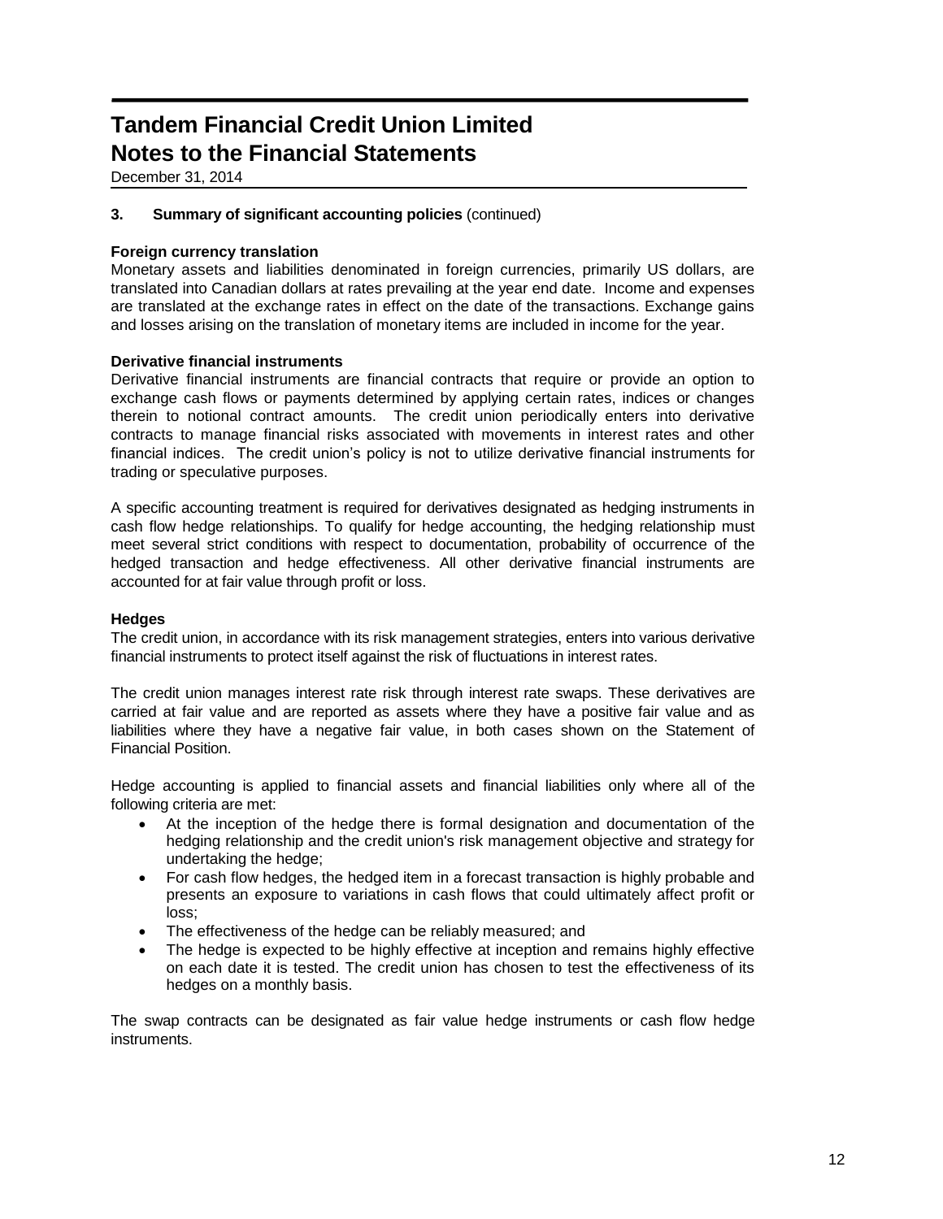# Tandem Financial Credit Union Limited
# Notes to the Financial Statements

December 31, 2014

**3. Summary of significant accounting policies** (continued)

**Foreign currency translation**
Monetary assets and liabilities denominated in foreign currencies, primarily US dollars, are translated into Canadian dollars at rates prevailing at the year end date. Income and expenses are translated at the exchange rates in effect on the date of the transactions. Exchange gains and losses arising on the translation of monetary items are included in income for the year.

**Derivative financial instruments**
Derivative financial instruments are financial contracts that require or provide an option to exchange cash flows or payments determined by applying certain rates, indices or changes therein to notional contract amounts. The credit union periodically enters into derivative contracts to manage financial risks associated with movements in interest rates and other financial indices. The credit union's policy is not to utilize derivative financial instruments for trading or speculative purposes.

A specific accounting treatment is required for derivatives designated as hedging instruments in cash flow hedge relationships. To qualify for hedge accounting, the hedging relationship must meet several strict conditions with respect to documentation, probability of occurrence of the hedged transaction and hedge effectiveness. All other derivative financial instruments are accounted for at fair value through profit or loss.

**Hedges**
The credit union, in accordance with its risk management strategies, enters into various derivative financial instruments to protect itself against the risk of fluctuations in interest rates.

The credit union manages interest rate risk through interest rate swaps. These derivatives are carried at fair value and are reported as assets where they have a positive fair value and as liabilities where they have a negative fair value, in both cases shown on the Statement of Financial Position.

Hedge accounting is applied to financial assets and financial liabilities only where all of the following criteria are met:

- At the inception of the hedge there is formal designation and documentation of the hedging relationship and the credit union's risk management objective and strategy for undertaking the hedge;
- For cash flow hedges, the hedged item in a forecast transaction is highly probable and presents an exposure to variations in cash flows that could ultimately affect profit or loss;
- The effectiveness of the hedge can be reliably measured; and
- The hedge is expected to be highly effective at inception and remains highly effective on each date it is tested. The credit union has chosen to test the effectiveness of its hedges on a monthly basis.

The swap contracts can be designated as fair value hedge instruments or cash flow hedge instruments.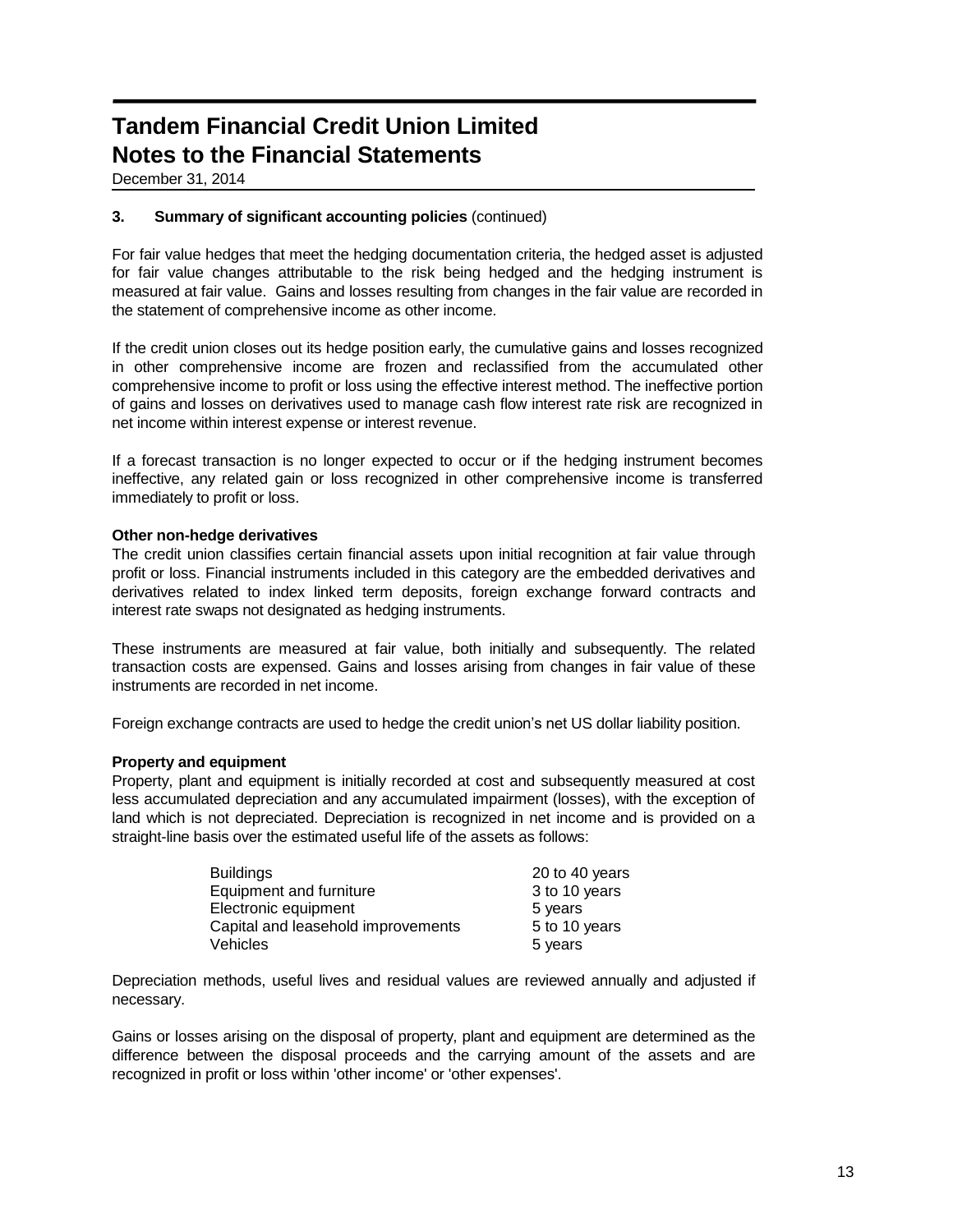# Tandem Financial Credit Union Limited
# Notes to the Financial Statements

December 31, 2014

**3. Summary of significant accounting policies** (continued)

For fair value hedges that meet the hedging documentation criteria, the hedged asset is adjusted for fair value changes attributable to the risk being hedged and the hedging instrument is measured at fair value. Gains and losses resulting from changes in the fair value are recorded in the statement of comprehensive income as other income.

If the credit union closes out its hedge position early, the cumulative gains and losses recognized in other comprehensive income are frozen and reclassified from the accumulated other comprehensive income to profit or loss using the effective interest method. The ineffective portion of gains and losses on derivatives used to manage cash flow interest rate risk are recognized in net income within interest expense or interest revenue.

If a forecast transaction is no longer expected to occur or if the hedging instrument becomes ineffective, any related gain or loss recognized in other comprehensive income is transferred immediately to profit or loss.

**Other non-hedge derivatives**

The credit union classifies certain financial assets upon initial recognition at fair value through profit or loss. Financial instruments included in this category are the embedded derivatives and derivatives related to index linked term deposits, foreign exchange forward contracts and interest rate swaps not designated as hedging instruments.

These instruments are measured at fair value, both initially and subsequently. The related transaction costs are expensed. Gains and losses arising from changes in fair value of these instruments are recorded in net income.

Foreign exchange contracts are used to hedge the credit union's net US dollar liability position.

**Property and equipment**

Property, plant and equipment is initially recorded at cost and subsequently measured at cost less accumulated depreciation and any accumulated impairment (losses), with the exception of land which is not depreciated. Depreciation is recognized in net income and is provided on a straight-line basis over the estimated useful life of the assets as follows:

| | |
|---|---|
| Buildings | 20 to 40 years |
| Equipment and furniture | 3 to 10 years |
| Electronic equipment | 5 years |
| Capital and leasehold improvements | 5 to 10 years |
| Vehicles | 5 years |

Depreciation methods, useful lives and residual values are reviewed annually and adjusted if necessary.

Gains or losses arising on the disposal of property, plant and equipment are determined as the difference between the disposal proceeds and the carrying amount of the assets and are recognized in profit or loss within 'other income' or 'other expenses'.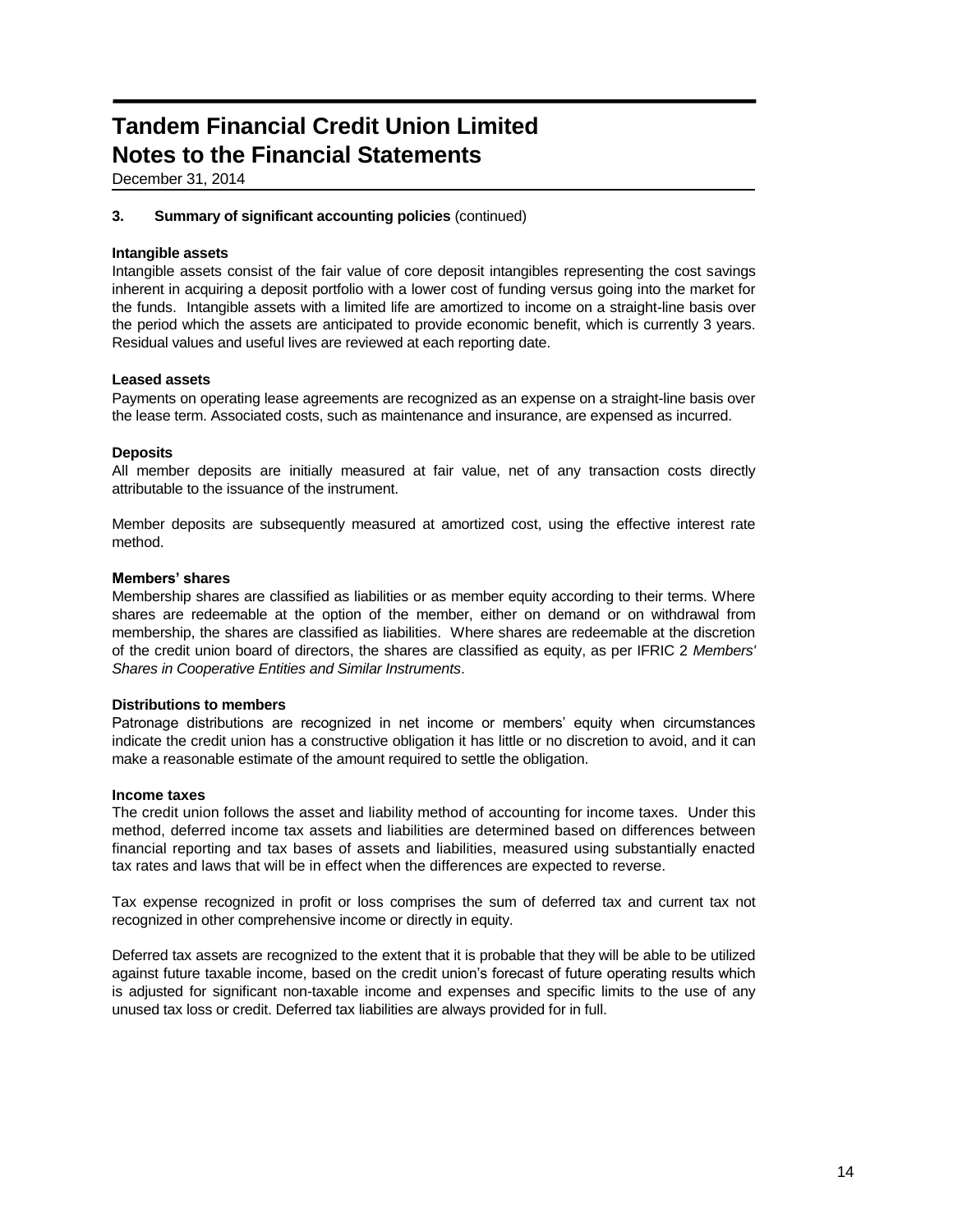# Tandem Financial Credit Union Limited
# Notes to the Financial Statements

December 31, 2014

**3. Summary of significant accounting policies** (continued)

**Intangible assets**

Intangible assets consist of the fair value of core deposit intangibles representing the cost savings inherent in acquiring a deposit portfolio with a lower cost of funding versus going into the market for the funds. Intangible assets with a limited life are amortized to income on a straight-line basis over the period which the assets are anticipated to provide economic benefit, which is currently 3 years. Residual values and useful lives are reviewed at each reporting date.

**Leased assets**

Payments on operating lease agreements are recognized as an expense on a straight-line basis over the lease term. Associated costs, such as maintenance and insurance, are expensed as incurred.

**Deposits**

All member deposits are initially measured at fair value, net of any transaction costs directly attributable to the issuance of the instrument.

Member deposits are subsequently measured at amortized cost, using the effective interest rate method.

**Members' shares**

Membership shares are classified as liabilities or as member equity according to their terms. Where shares are redeemable at the option of the member, either on demand or on withdrawal from membership, the shares are classified as liabilities. Where shares are redeemable at the discretion of the credit union board of directors, the shares are classified as equity, as per IFRIC 2 *Members' Shares in Cooperative Entities and Similar Instruments*.

**Distributions to members**

Patronage distributions are recognized in net income or members' equity when circumstances indicate the credit union has a constructive obligation it has little or no discretion to avoid, and it can make a reasonable estimate of the amount required to settle the obligation.

**Income taxes**

The credit union follows the asset and liability method of accounting for income taxes. Under this method, deferred income tax assets and liabilities are determined based on differences between financial reporting and tax bases of assets and liabilities, measured using substantially enacted tax rates and laws that will be in effect when the differences are expected to reverse.

Tax expense recognized in profit or loss comprises the sum of deferred tax and current tax not recognized in other comprehensive income or directly in equity.

Deferred tax assets are recognized to the extent that it is probable that they will be able to be utilized against future taxable income, based on the credit union's forecast of future operating results which is adjusted for significant non-taxable income and expenses and specific limits to the use of any unused tax loss or credit. Deferred tax liabilities are always provided for in full.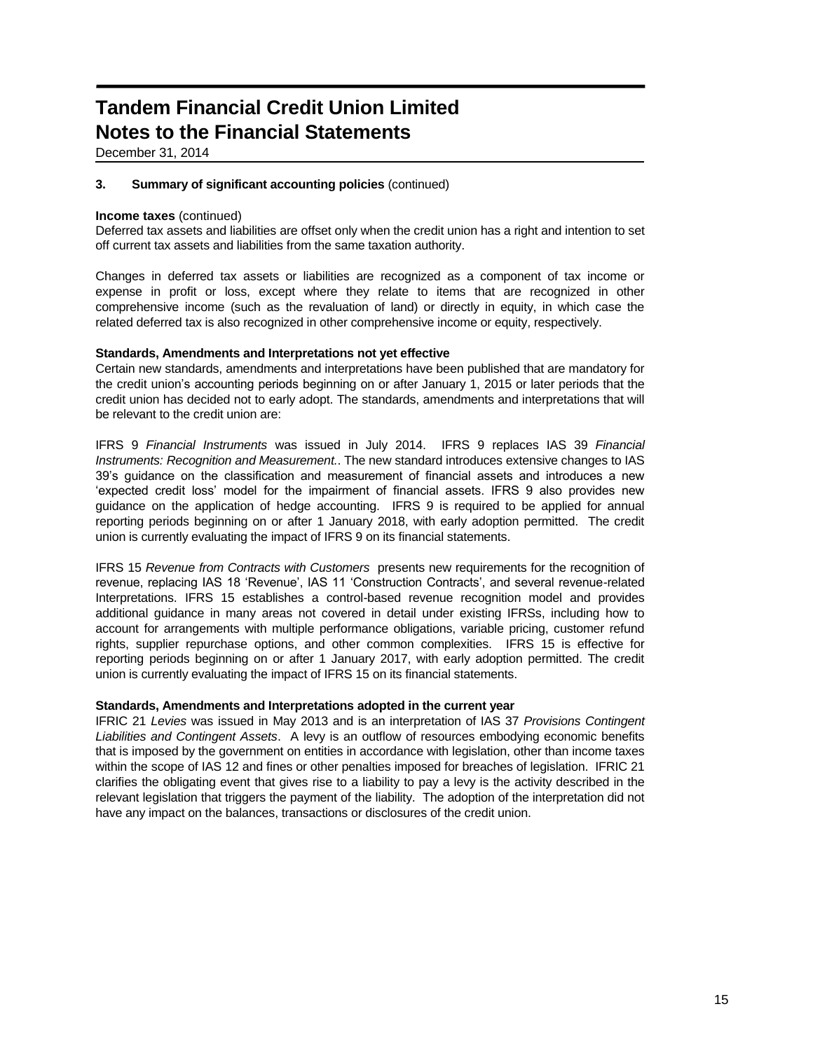# Tandem Financial Credit Union Limited
# Notes to the Financial Statements

December 31, 2014

**3. Summary of significant accounting policies** (continued)

**Income taxes** (continued)

Deferred tax assets and liabilities are offset only when the credit union has a right and intention to set off current tax assets and liabilities from the same taxation authority.

Changes in deferred tax assets or liabilities are recognized as a component of tax income or expense in profit or loss, except where they relate to items that are recognized in other comprehensive income (such as the revaluation of land) or directly in equity, in which case the related deferred tax is also recognized in other comprehensive income or equity, respectively.

**Standards, Amendments and Interpretations not yet effective**

Certain new standards, amendments and interpretations have been published that are mandatory for the credit union's accounting periods beginning on or after January 1, 2015 or later periods that the credit union has decided not to early adopt. The standards, amendments and interpretations that will be relevant to the credit union are:

IFRS 9 *Financial Instruments* was issued in July 2014. IFRS 9 replaces IAS 39 *Financial Instruments: Recognition and Measurement.*. The new standard introduces extensive changes to IAS 39's guidance on the classification and measurement of financial assets and introduces a new 'expected credit loss' model for the impairment of financial assets. IFRS 9 also provides new guidance on the application of hedge accounting. IFRS 9 is required to be applied for annual reporting periods beginning on or after 1 January 2018, with early adoption permitted. The credit union is currently evaluating the impact of IFRS 9 on its financial statements.

IFRS 15 *Revenue from Contracts with Customers* presents new requirements for the recognition of revenue, replacing IAS 18 'Revenue', IAS 11 'Construction Contracts', and several revenue-related Interpretations. IFRS 15 establishes a control-based revenue recognition model and provides additional guidance in many areas not covered in detail under existing IFRSs, including how to account for arrangements with multiple performance obligations, variable pricing, customer refund rights, supplier repurchase options, and other common complexities. IFRS 15 is effective for reporting periods beginning on or after 1 January 2017, with early adoption permitted. The credit union is currently evaluating the impact of IFRS 15 on its financial statements.

**Standards, Amendments and Interpretations adopted in the current year**

IFRIC 21 *Levies* was issued in May 2013 and is an interpretation of IAS 37 *Provisions Contingent Liabilities and Contingent Assets*. A levy is an outflow of resources embodying economic benefits that is imposed by the government on entities in accordance with legislation, other than income taxes within the scope of IAS 12 and fines or other penalties imposed for breaches of legislation. IFRIC 21 clarifies the obligating event that gives rise to a liability to pay a levy is the activity described in the relevant legislation that triggers the payment of the liability. The adoption of the interpretation did not have any impact on the balances, transactions or disclosures of the credit union.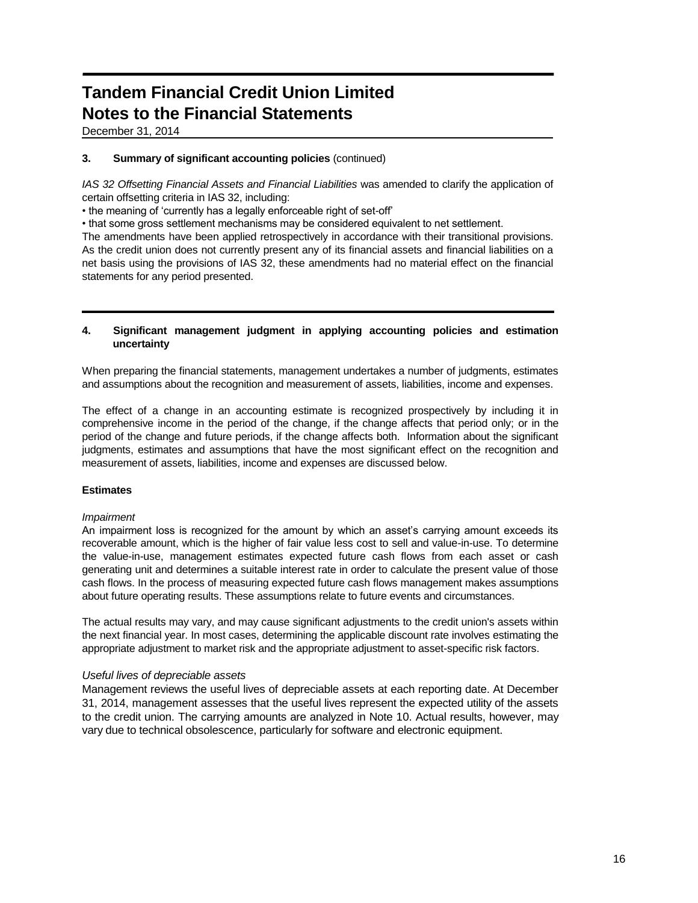# Tandem Financial Credit Union Limited
# Notes to the Financial Statements

December 31, 2014

**3. Summary of significant accounting policies** (continued)

*IAS 32 Offsetting Financial Assets and Financial Liabilities* was amended to clarify the application of certain offsetting criteria in IAS 32, including:

• the meaning of 'currently has a legally enforceable right of set-off'
• that some gross settlement mechanisms may be considered equivalent to net settlement.

The amendments have been applied retrospectively in accordance with their transitional provisions. As the credit union does not currently present any of its financial assets and financial liabilities on a net basis using the provisions of IAS 32, these amendments had no material effect on the financial statements for any period presented.

**4. Significant management judgment in applying accounting policies and estimation uncertainty**

When preparing the financial statements, management undertakes a number of judgments, estimates and assumptions about the recognition and measurement of assets, liabilities, income and expenses.

The effect of a change in an accounting estimate is recognized prospectively by including it in comprehensive income in the period of the change, if the change affects that period only; or in the period of the change and future periods, if the change affects both. Information about the significant judgments, estimates and assumptions that have the most significant effect on the recognition and measurement of assets, liabilities, income and expenses are discussed below.

**Estimates**

*Impairment*

An impairment loss is recognized for the amount by which an asset's carrying amount exceeds its recoverable amount, which is the higher of fair value less cost to sell and value-in-use. To determine the value-in-use, management estimates expected future cash flows from each asset or cash generating unit and determines a suitable interest rate in order to calculate the present value of those cash flows. In the process of measuring expected future cash flows management makes assumptions about future operating results. These assumptions relate to future events and circumstances.

The actual results may vary, and may cause significant adjustments to the credit union's assets within the next financial year. In most cases, determining the applicable discount rate involves estimating the appropriate adjustment to market risk and the appropriate adjustment to asset-specific risk factors.

*Useful lives of depreciable assets*

Management reviews the useful lives of depreciable assets at each reporting date. At December 31, 2014, management assesses that the useful lives represent the expected utility of the assets to the credit union. The carrying amounts are analyzed in Note 10. Actual results, however, may vary due to technical obsolescence, particularly for software and electronic equipment.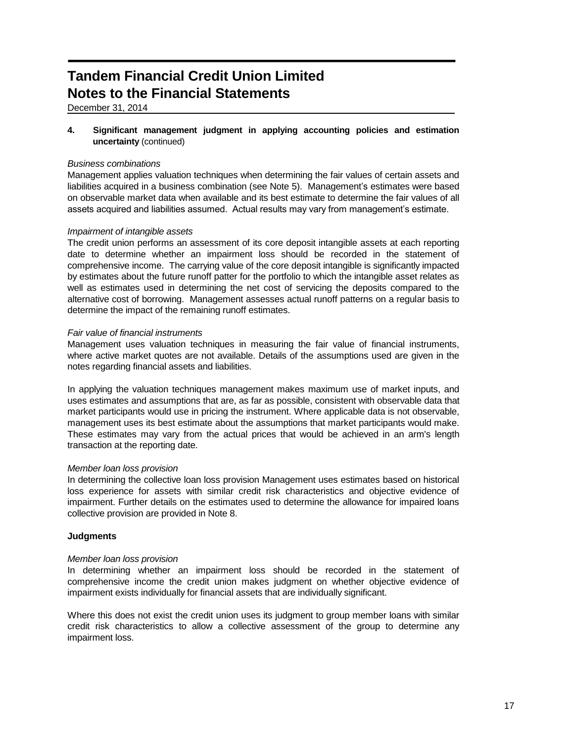# Tandem Financial Credit Union Limited
# Notes to the Financial Statements

December 31, 2014

**4. Significant management judgment in applying accounting policies and estimation uncertainty** (continued)

*Business combinations*

Management applies valuation techniques when determining the fair values of certain assets and liabilities acquired in a business combination (see Note 5). Management's estimates were based on observable market data when available and its best estimate to determine the fair values of all assets acquired and liabilities assumed. Actual results may vary from management's estimate.

*Impairment of intangible assets*

The credit union performs an assessment of its core deposit intangible assets at each reporting date to determine whether an impairment loss should be recorded in the statement of comprehensive income. The carrying value of the core deposit intangible is significantly impacted by estimates about the future runoff patter for the portfolio to which the intangible asset relates as well as estimates used in determining the net cost of servicing the deposits compared to the alternative cost of borrowing. Management assesses actual runoff patterns on a regular basis to determine the impact of the remaining runoff estimates.

*Fair value of financial instruments*

Management uses valuation techniques in measuring the fair value of financial instruments, where active market quotes are not available. Details of the assumptions used are given in the notes regarding financial assets and liabilities.

In applying the valuation techniques management makes maximum use of market inputs, and uses estimates and assumptions that are, as far as possible, consistent with observable data that market participants would use in pricing the instrument. Where applicable data is not observable, management uses its best estimate about the assumptions that market participants would make. These estimates may vary from the actual prices that would be achieved in an arm's length transaction at the reporting date.

*Member loan loss provision*

In determining the collective loan loss provision Management uses estimates based on historical loss experience for assets with similar credit risk characteristics and objective evidence of impairment. Further details on the estimates used to determine the allowance for impaired loans collective provision are provided in Note 8.

**Judgments**

*Member loan loss provision*

In determining whether an impairment loss should be recorded in the statement of comprehensive income the credit union makes judgment on whether objective evidence of impairment exists individually for financial assets that are individually significant.

Where this does not exist the credit union uses its judgment to group member loans with similar credit risk characteristics to allow a collective assessment of the group to determine any impairment loss.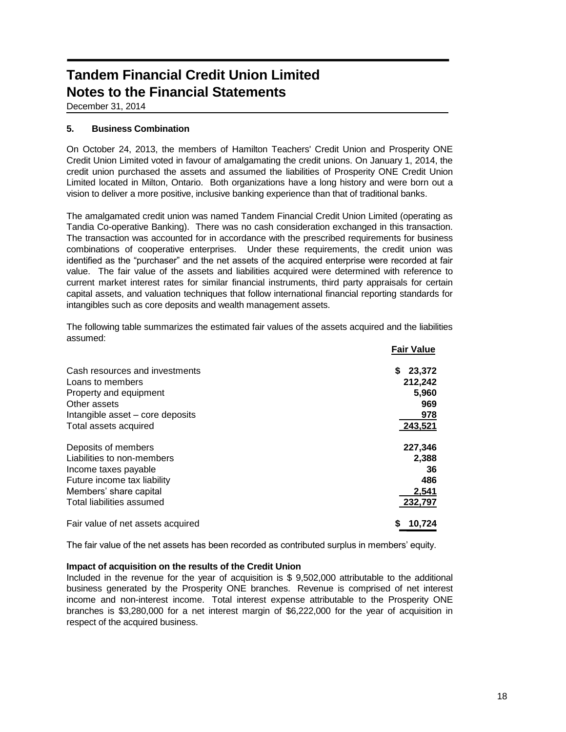# Tandem Financial Credit Union Limited
# Notes to the Financial Statements

December 31, 2014

### 5. Business Combination

On October 24, 2013, the members of Hamilton Teachers' Credit Union and Prosperity ONE Credit Union Limited voted in favour of amalgamating the credit unions. On January 1, 2014, the credit union purchased the assets and assumed the liabilities of Prosperity ONE Credit Union Limited located in Milton, Ontario. Both organizations have a long history and were born out a vision to deliver a more positive, inclusive banking experience than that of traditional banks.

The amalgamated credit union was named Tandem Financial Credit Union Limited (operating as Tandia Co-operative Banking). There was no cash consideration exchanged in this transaction. The transaction was accounted for in accordance with the prescribed requirements for business combinations of cooperative enterprises. Under these requirements, the credit union was identified as the "purchaser" and the net assets of the acquired enterprise were recorded at fair value. The fair value of the assets and liabilities acquired were determined with reference to current market interest rates for similar financial instruments, third party appraisals for certain capital assets, and valuation techniques that follow international financial reporting standards for intangibles such as core deposits and wealth management assets.

The following table summarizes the estimated fair values of the assets acquired and the liabilities assumed:

| | Fair Value |
|---|---|
| Cash resources and investments | $ 23,372 |
| Loans to members | 212,242 |
| Property and equipment | 5,960 |
| Other assets | 969 |
| Intangible asset – core deposits | 978 |
| Total assets acquired | 243,521 |
| | |
| Deposits of members | 227,346 |
| Liabilities to non-members | 2,388 |
| Income taxes payable | 36 |
| Future income tax liability | 486 |
| Members' share capital | 2,541 |
| Total liabilities assumed | 232,797 |
| | |
| Fair value of net assets acquired | $ 10,724 |

The fair value of the net assets has been recorded as contributed surplus in members' equity.

**Impact of acquisition on the results of the Credit Union**

Included in the revenue for the year of acquisition is $ 9,502,000 attributable to the additional business generated by the Prosperity ONE branches. Revenue is comprised of net interest income and non-interest income. Total interest expense attributable to the Prosperity ONE branches is $3,280,000 for a net interest margin of $6,222,000 for the year of acquisition in respect of the acquired business.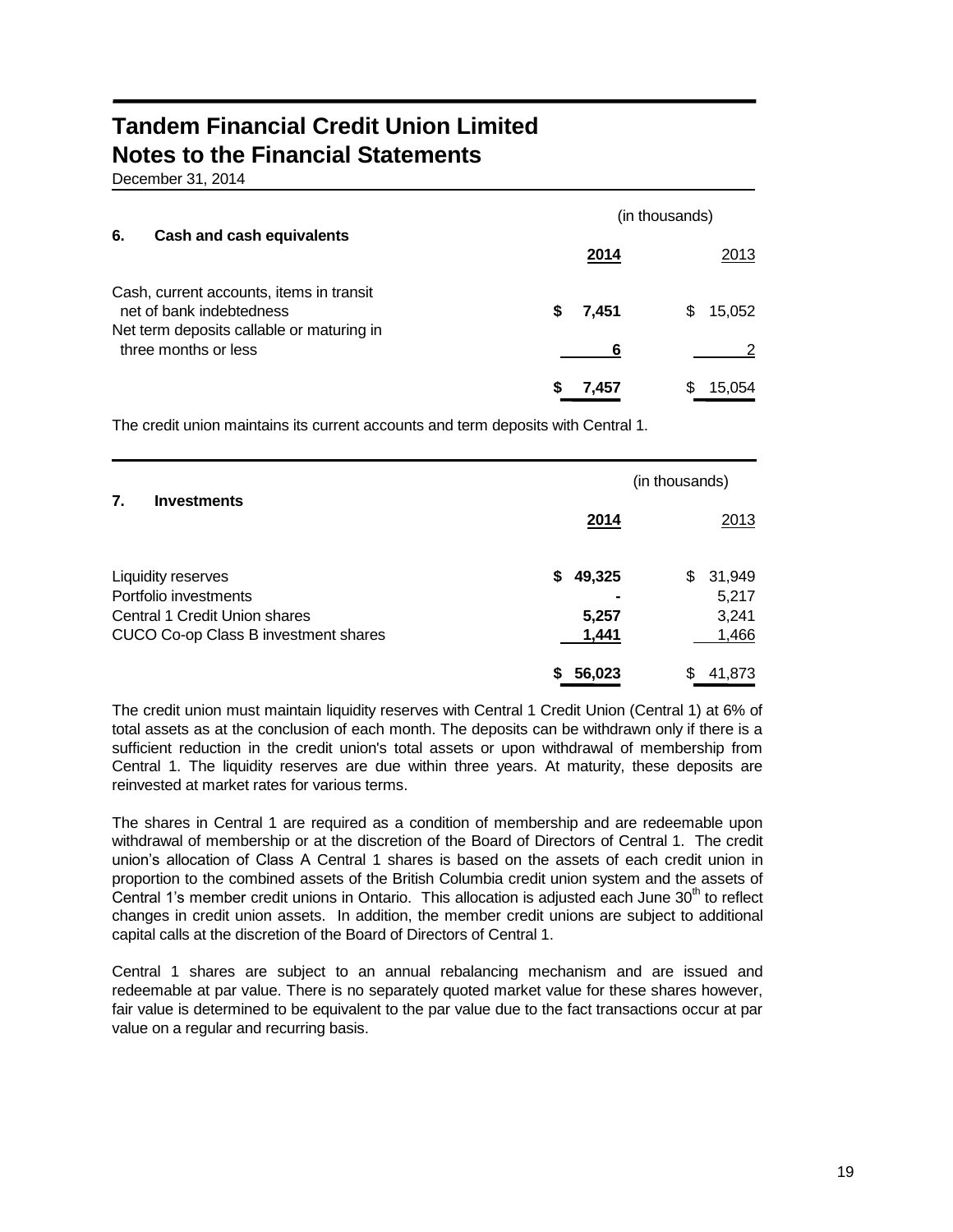# Tandem Financial Credit Union Limited
# Notes to the Financial Statements

December 31, 2014

## 6. Cash and cash equivalents

| | (in thousands) | |
|---|---|---|
| | **2014** | 2013 |
| Cash, current accounts, items in transit net of bank indebtedness | **$ 7,451** | $ 15,052 |
| Net term deposits callable or maturing in three months or less | **6** | 2 |
| | **$ 7,457** | $ 15,054 |

The credit union maintains its current accounts and term deposits with Central 1.

## 7. Investments

| | (in thousands) | |
|---|---|---|
| | **2014** | 2013 |
| Liquidity reserves | **$ 49,325** | $ 31,949 |
| Portfolio investments | **-** | 5,217 |
| Central 1 Credit Union shares | **5,257** | 3,241 |
| CUCO Co-op Class B investment shares | **1,441** | 1,466 |
| | **$ 56,023** | $ 41,873 |

The credit union must maintain liquidity reserves with Central 1 Credit Union (Central 1) at 6% of total assets as at the conclusion of each month. The deposits can be withdrawn only if there is a sufficient reduction in the credit union's total assets or upon withdrawal of membership from Central 1. The liquidity reserves are due within three years. At maturity, these deposits are reinvested at market rates for various terms.

The shares in Central 1 are required as a condition of membership and are redeemable upon withdrawal of membership or at the discretion of the Board of Directors of Central 1. The credit union's allocation of Class A Central 1 shares is based on the assets of each credit union in proportion to the combined assets of the British Columbia credit union system and the assets of Central 1's member credit unions in Ontario. This allocation is adjusted each June 30th to reflect changes in credit union assets. In addition, the member credit unions are subject to additional capital calls at the discretion of the Board of Directors of Central 1.

Central 1 shares are subject to an annual rebalancing mechanism and are issued and redeemable at par value. There is no separately quoted market value for these shares however, fair value is determined to be equivalent to the par value due to the fact transactions occur at par value on a regular and recurring basis.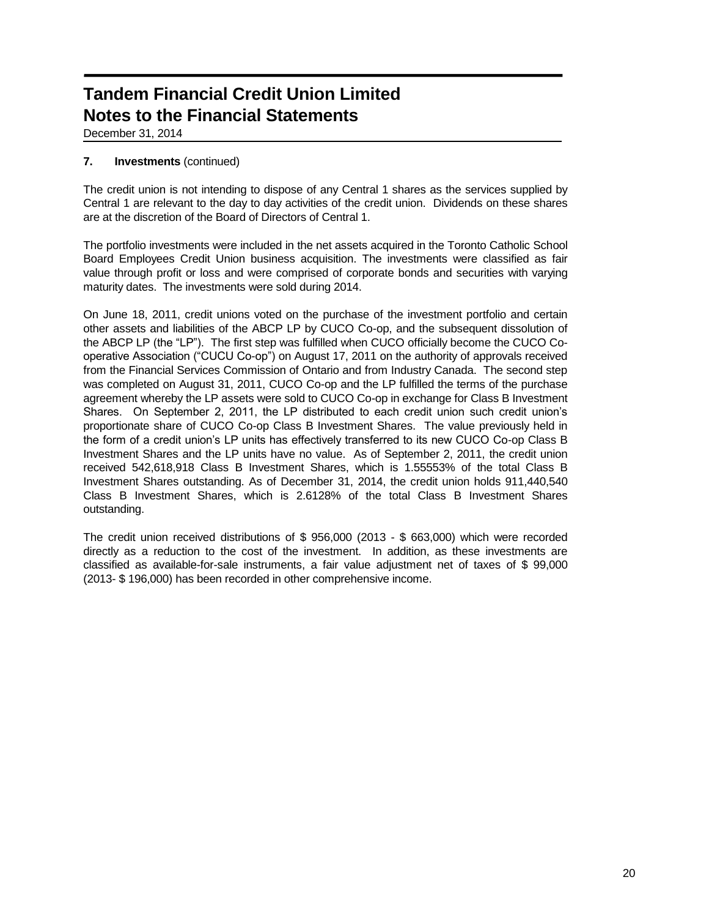# Tandem Financial Credit Union Limited
# Notes to the Financial Statements

December 31, 2014

**7. Investments** (continued)

The credit union is not intending to dispose of any Central 1 shares as the services supplied by Central 1 are relevant to the day to day activities of the credit union. Dividends on these shares are at the discretion of the Board of Directors of Central 1.

The portfolio investments were included in the net assets acquired in the Toronto Catholic School Board Employees Credit Union business acquisition. The investments were classified as fair value through profit or loss and were comprised of corporate bonds and securities with varying maturity dates. The investments were sold during 2014.

On June 18, 2011, credit unions voted on the purchase of the investment portfolio and certain other assets and liabilities of the ABCP LP by CUCO Co-op, and the subsequent dissolution of the ABCP LP (the "LP"). The first step was fulfilled when CUCO officially become the CUCO Co-operative Association ("CUCU Co-op") on August 17, 2011 on the authority of approvals received from the Financial Services Commission of Ontario and from Industry Canada. The second step was completed on August 31, 2011, CUCO Co-op and the LP fulfilled the terms of the purchase agreement whereby the LP assets were sold to CUCO Co-op in exchange for Class B Investment Shares. On September 2, 2011, the LP distributed to each credit union such credit union's proportionate share of CUCO Co-op Class B Investment Shares. The value previously held in the form of a credit union's LP units has effectively transferred to its new CUCO Co-op Class B Investment Shares and the LP units have no value. As of September 2, 2011, the credit union received 542,618,918 Class B Investment Shares, which is 1.55553% of the total Class B Investment Shares outstanding. As of December 31, 2014, the credit union holds 911,440,540 Class B Investment Shares, which is 2.6128% of the total Class B Investment Shares outstanding.

The credit union received distributions of \$ 956,000 (2013 - \$ 663,000) which were recorded directly as a reduction to the cost of the investment. In addition, as these investments are classified as available-for-sale instruments, a fair value adjustment net of taxes of \$ 99,000 (2013- \$ 196,000) has been recorded in other comprehensive income.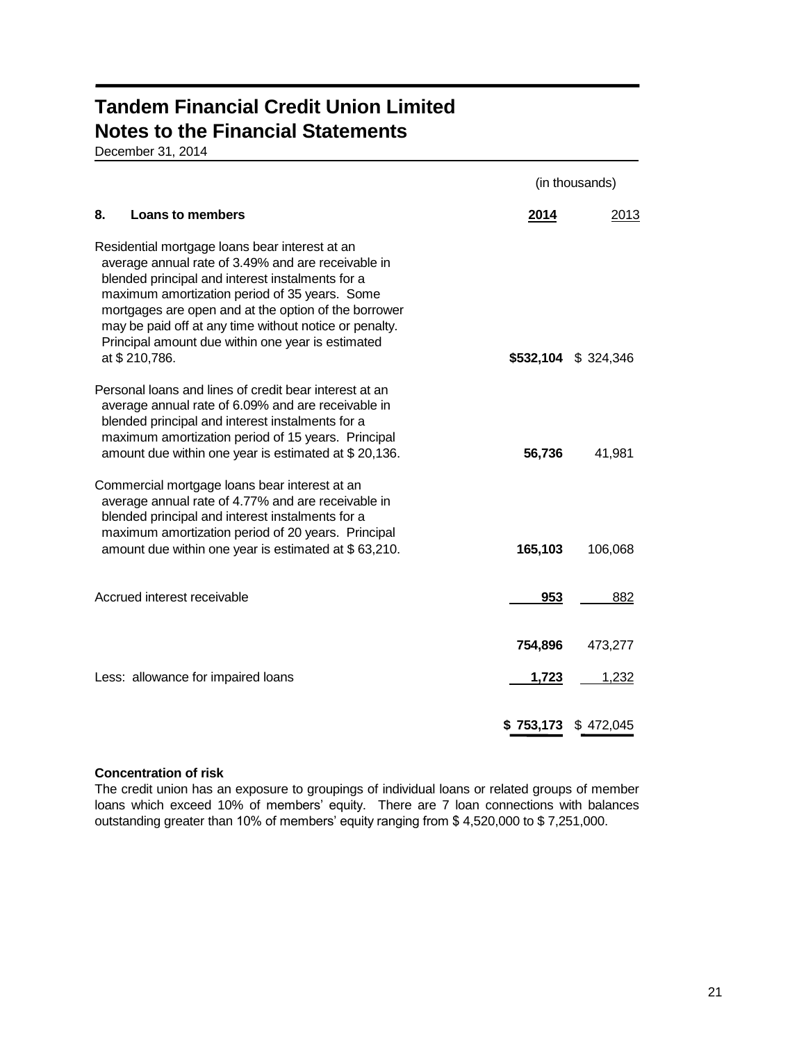# Tandem Financial Credit Union Limited

## Notes to the Financial Statements

December 31, 2014

| | (in thousands) | |
|---|---|---|
| **8. Loans to members** | **2014** | 2013 |
| Residential mortgage loans bear interest at an average annual rate of 3.49% and are receivable in blended principal and interest instalments for a maximum amortization period of 35 years. Some mortgages are open and at the option of the borrower may be paid off at any time without notice or penalty. Principal amount due within one year is estimated at $ 210,786. | **$532,104** | $ 324,346 |
| Personal loans and lines of credit bear interest at an average annual rate of 6.09% and are receivable in blended principal and interest instalments for a maximum amortization period of 15 years. Principal amount due within one year is estimated at $ 20,136. | **56,736** | 41,981 |
| Commercial mortgage loans bear interest at an average annual rate of 4.77% and are receivable in blended principal and interest instalments for a maximum amortization period of 20 years. Principal amount due within one year is estimated at $ 63,210. | **165,103** | 106,068 |
| Accrued interest receivable | **953** | 882 |
| | **754,896** | 473,277 |
| Less: allowance for impaired loans | **1,723** | 1,232 |
| | **$ 753,173** | $ 472,045 |

**Concentration of risk**

The credit union has an exposure to groupings of individual loans or related groups of member loans which exceed 10% of members' equity. There are 7 loan connections with balances outstanding greater than 10% of members' equity ranging from $ 4,520,000 to $ 7,251,000.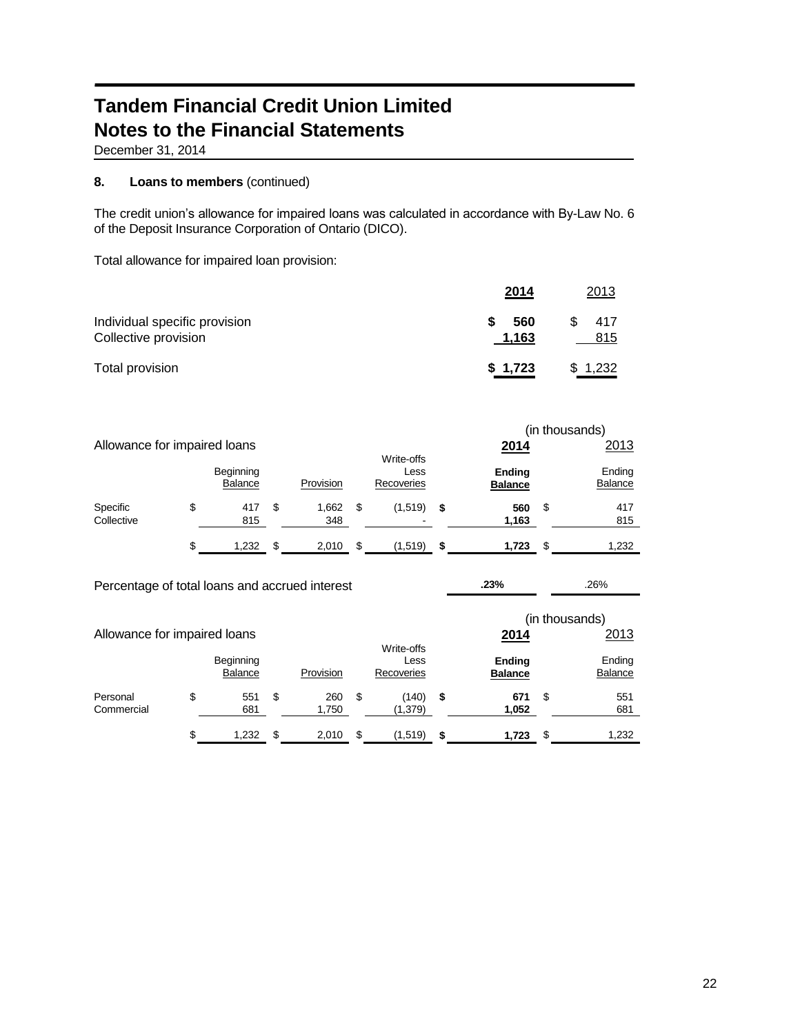# Tandem Financial Credit Union Limited
# Notes to the Financial Statements

December 31, 2014

## 8. Loans to members (continued)

The credit union's allowance for impaired loans was calculated in accordance with By-Law No. 6 of the Deposit Insurance Corporation of Ontario (DICO).

Total allowance for impaired loan provision:

| | **2014** | 2013 |
|---|---|---|
| Individual specific provision | **$ 560** | $ 417 |
| Collective provision | **1,163** | 815 |
| Total provision | **$ 1,723** | $ 1,232 |

(in thousands)

| Allowance for impaired loans | | | | **2014** | 2013 |
|---|---|---|---|---|---|
| | Beginning Balance | Provision | Write-offs Less Recoveries | **Ending Balance** | Ending Balance |
| Specific | $ 417 | $ 1,662 | $ (1,519) | **$ 560** | $ 417 |
| Collective | 815 | 348 | - | **1,163** | 815 |
| | $ 1,232 | $ 2,010 | $ (1,519) | **$ 1,723** | $ 1,232 |
| Percentage of total loans and accrued interest | | | | **.23%** | .26% |

(in thousands)

| Allowance for impaired loans | | | | **2014** | 2013 |
|---|---|---|---|---|---|
| | Beginning Balance | Provision | Write-offs Less Recoveries | **Ending Balance** | Ending Balance |
| Personal | $ 551 | $ 260 | $ (140) | **$ 671** | $ 551 |
| Commercial | 681 | 1,750 | (1,379) | **1,052** | 681 |
| | $ 1,232 | $ 2,010 | $ (1,519) | **$ 1,723** | $ 1,232 |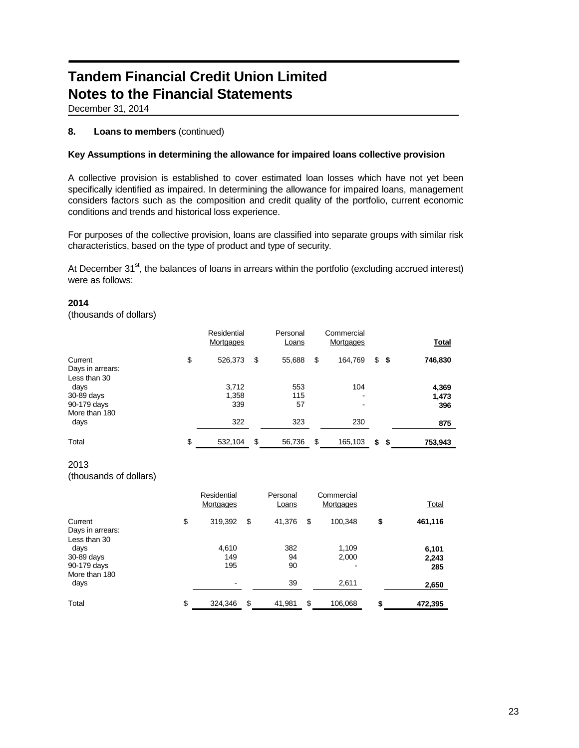# Tandem Financial Credit Union Limited
# Notes to the Financial Statements

December 31, 2014

## 8. Loans to members (continued)

### Key Assumptions in determining the allowance for impaired loans collective provision

A collective provision is established to cover estimated loan losses which have not yet been specifically identified as impaired. In determining the allowance for impaired loans, management considers factors such as the composition and credit quality of the portfolio, current economic conditions and trends and historical loss experience.

For purposes of the collective provision, loans are classified into separate groups with similar risk characteristics, based on the type of product and type of security.

At December 31st, the balances of loans in arrears within the portfolio (excluding accrued interest) were as follows:

**2014**
(thousands of dollars)

| | Residential Mortgages | Personal Loans | Commercial Mortgages | **Total** |
|---|---|---|---|---|
| Current | $ 526,373 | $ 55,688 | $ 164,769 | $ **746,830** |
| Days in arrears: | | | | |
| Less than 30 days | 3,712 | 553 | 104 | **4,369** |
| 30-89 days | 1,358 | 115 | - | **1,473** |
| 90-179 days | 339 | 57 | - | **396** |
| More than 180 days | 322 | 323 | 230 | **875** |
| Total | $ 532,104 | $ 56,736 | $ 165,103 | $ **753,943** |

2013
(thousands of dollars)

| | Residential Mortgages | Personal Loans | Commercial Mortgages | Total |
|---|---|---|---|---|
| Current | $ 319,392 | $ 41,376 | $ 100,348 | **$ 461,116** |
| Days in arrears: | | | | |
| Less than 30 days | 4,610 | 382 | 1,109 | **6,101** |
| 30-89 days | 149 | 94 | 2,000 | **2,243** |
| 90-179 days | 195 | 90 | - | **285** |
| More than 180 days | - | 39 | 2,611 | **2,650** |
| Total | $ 324,346 | $ 41,981 | $ 106,068 | **$ 472,395** |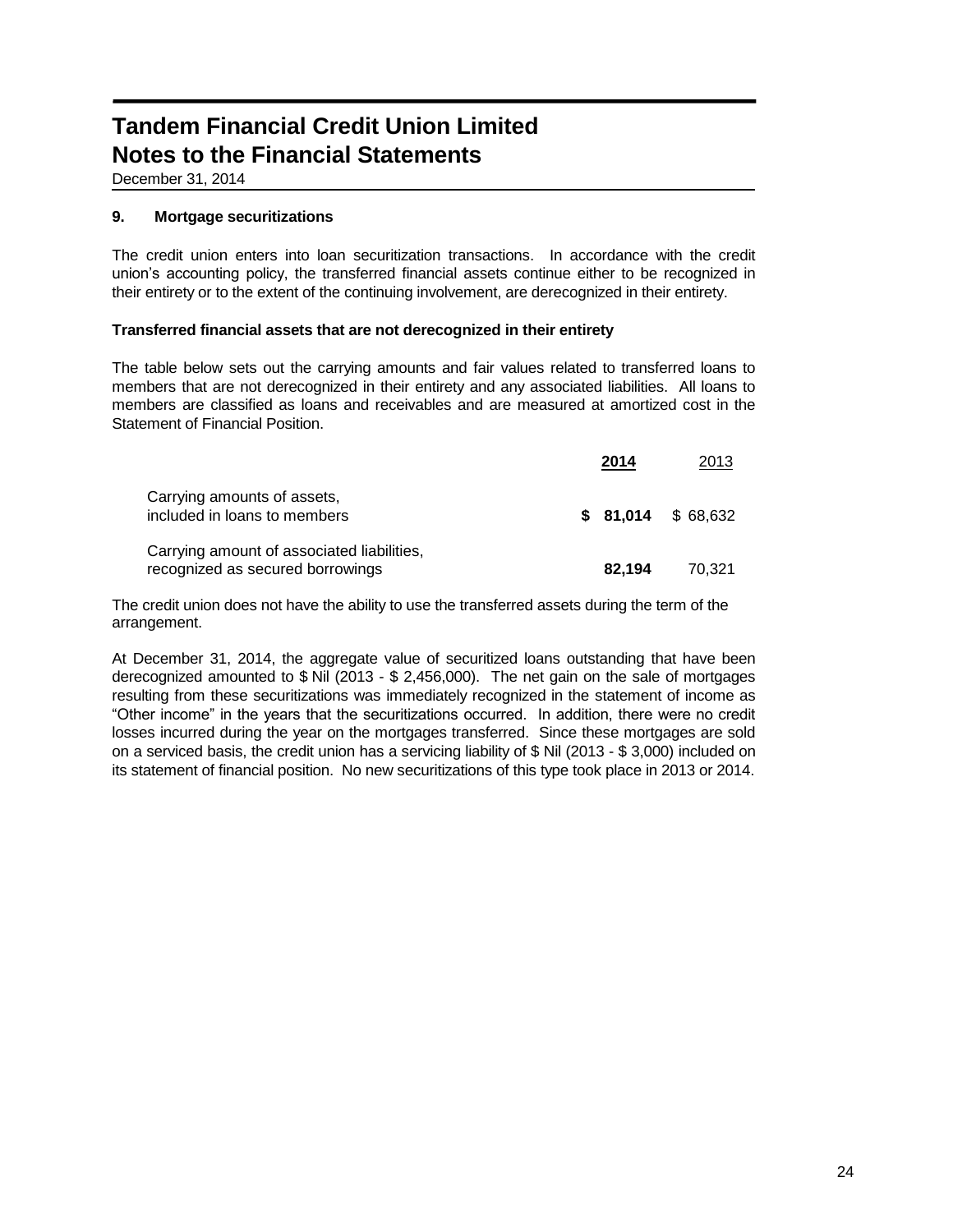# Tandem Financial Credit Union Limited
## Notes to the Financial Statements

December 31, 2014

### 9. Mortgage securitizations

The credit union enters into loan securitization transactions. In accordance with the credit union's accounting policy, the transferred financial assets continue either to be recognized in their entirety or to the extent of the continuing involvement, are derecognized in their entirety.

**Transferred financial assets that are not derecognized in their entirety**

The table below sets out the carrying amounts and fair values related to transferred loans to members that are not derecognized in their entirety and any associated liabilities. All loans to members are classified as loans and receivables and are measured at amortized cost in the Statement of Financial Position.

| | **2014** | 2013 |
|---|---|---|
| Carrying amounts of assets, included in loans to members | **$ 81,014** | $ 68,632 |
| Carrying amount of associated liabilities, recognized as secured borrowings | **82,194** | 70,321 |

The credit union does not have the ability to use the transferred assets during the term of the arrangement.

At December 31, 2014, the aggregate value of securitized loans outstanding that have been derecognized amounted to $ Nil (2013 - $ 2,456,000). The net gain on the sale of mortgages resulting from these securitizations was immediately recognized in the statement of income as "Other income" in the years that the securitizations occurred. In addition, there were no credit losses incurred during the year on the mortgages transferred. Since these mortgages are sold on a serviced basis, the credit union has a servicing liability of $ Nil (2013 - $ 3,000) included on its statement of financial position. No new securitizations of this type took place in 2013 or 2014.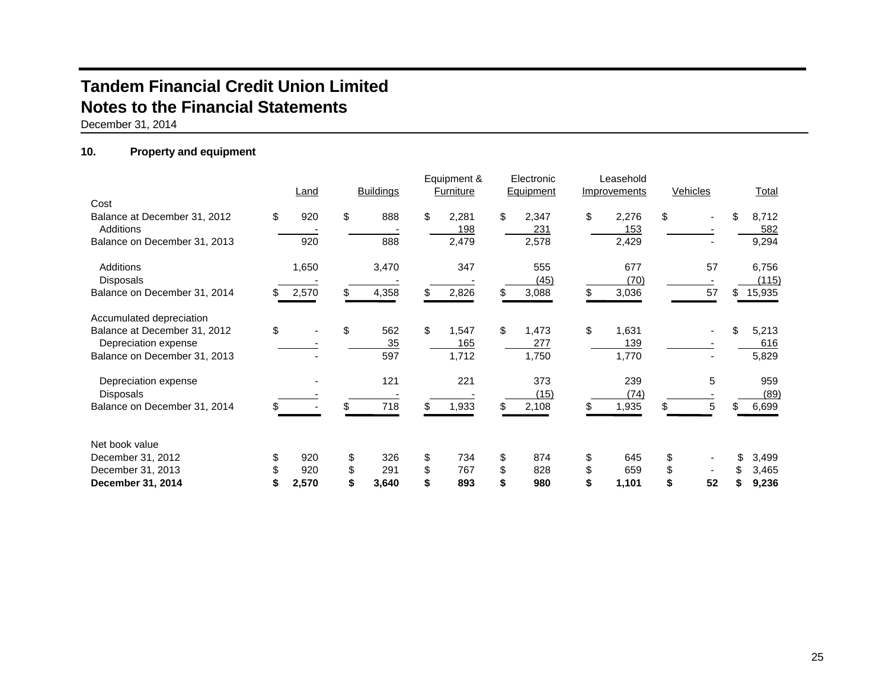# Tandem Financial Credit Union Limited
## Notes to the Financial Statements
December 31, 2014

### 10. Property and equipment

| | Land | Buildings | Equipment & Furniture | Electronic Equipment | Leasehold Improvements | Vehicles | Total |
|---|---|---|---|---|---|---|---|
| **Cost** | | | | | | | |
| Balance at December 31, 2012 | $ 920 | $ 888 | $ 2,281 | $ 2,347 | $ 2,276 | $ - | $ 8,712 |
| Additions | - | - | 198 | 231 | 153 | - | 582 |
| Balance on December 31, 2013 | 920 | 888 | 2,479 | 2,578 | 2,429 | - | 9,294 |
| Additions | 1,650 | 3,470 | 347 | 555 | 677 | 57 | 6,756 |
| Disposals | - | - | - | (45) | (70) | - | (115) |
| Balance on December 31, 2014 | $ 2,570 | $ 4,358 | $ 2,826 | $ 3,088 | $ 3,036 | 57 | $ 15,935 |
| **Accumulated depreciation** | | | | | | | |
| Balance at December 31, 2012 | $ - | $ 562 | $ 1,547 | $ 1,473 | $ 1,631 | - | $ 5,213 |
| Depreciation expense | - | 35 | 165 | 277 | 139 | - | 616 |
| Balance on December 31, 2013 | - | 597 | 1,712 | 1,750 | 1,770 | - | 5,829 |
| Depreciation expense | - | 121 | 221 | 373 | 239 | 5 | 959 |
| Disposals | - | - | - | (15) | (74) | - | (89) |
| Balance on December 31, 2014 | $ - | $ 718 | $ 1,933 | $ 2,108 | $ 1,935 | $ 5 | $ 6,699 |
| **Net book value** | | | | | | | |
| December 31, 2012 | $ 920 | $ 326 | $ 734 | $ 874 | $ 645 | $ - | $ 3,499 |
| December 31, 2013 | $ 920 | $ 291 | $ 767 | $ 828 | $ 659 | $ - | $ 3,465 |
| **December 31, 2014** | **$ 2,570** | **$ 3,640** | **$ 893** | **$ 980** | **$ 1,101** | **$ 52** | **$ 9,236** |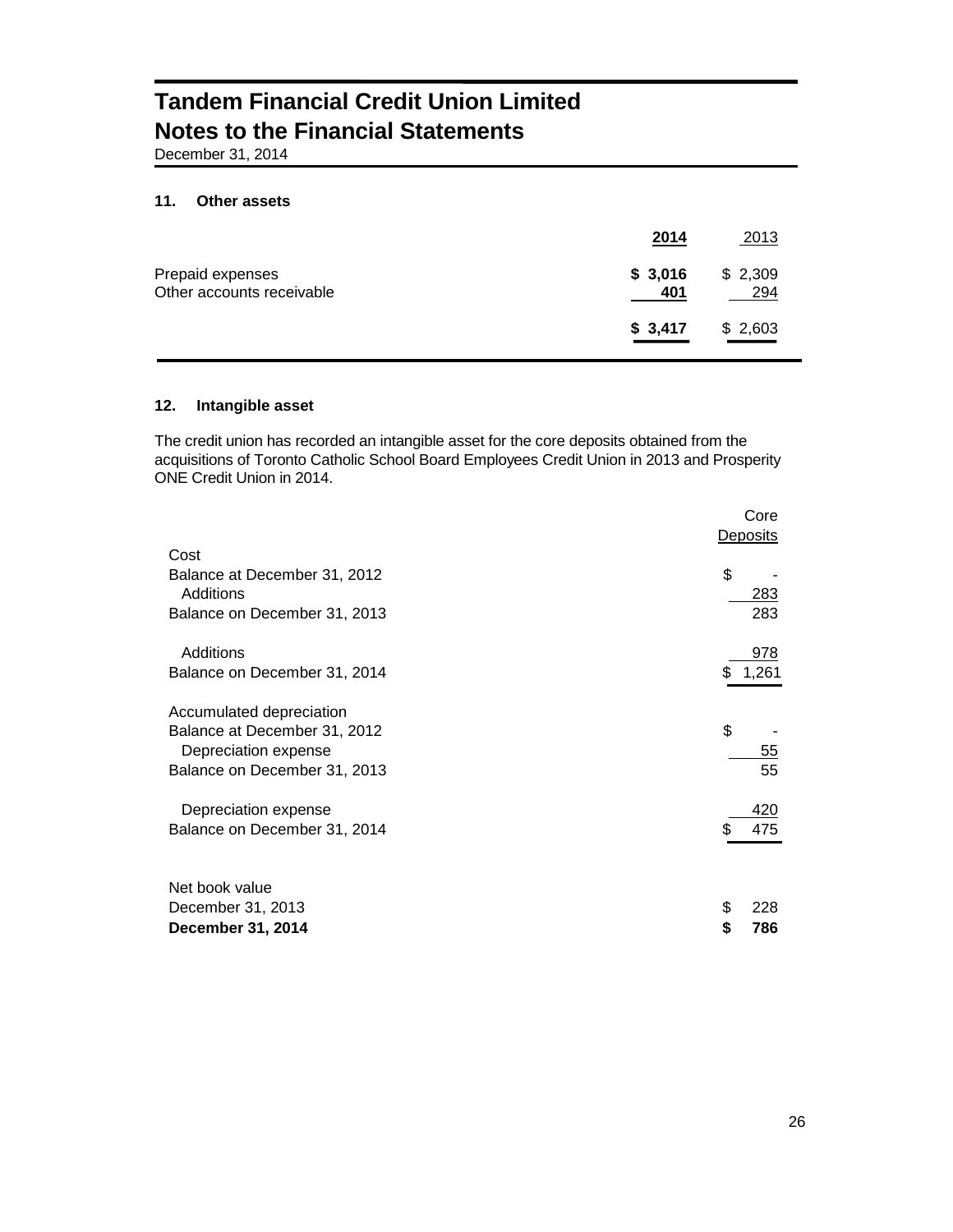## 11. Other assets

| | **2014** | 2013 |
|---|---|---|
| Prepaid expenses | **$ 3,016** | $ 2,309 |
| Other accounts receivable | **401** | 294 |
| | **$ 3,417** | $ 2,603 |

## 12. Intangible asset

The credit union has recorded an intangible asset for the core deposits obtained from the acquisitions of Toronto Catholic School Board Employees Credit Union in 2013 and Prosperity ONE Credit Union in 2014.

| | Core Deposits |
|---|---|
| Cost | |
| Balance at December 31, 2012 | $ - |
| Additions | 283 |
| Balance on December 31, 2013 | 283 |
| | |
| Additions | 978 |
| Balance on December 31, 2014 | $ 1,261 |
| | |
| Accumulated depreciation | |
| Balance at December 31, 2012 | $ - |
| Depreciation expense | 55 |
| Balance on December 31, 2013 | 55 |
| | |
| Depreciation expense | 420 |
| Balance on December 31, 2014 | $ 475 |
| | |
| Net book value | |
| December 31, 2013 | $ 228 |
| **December 31, 2014** | **$ 786** |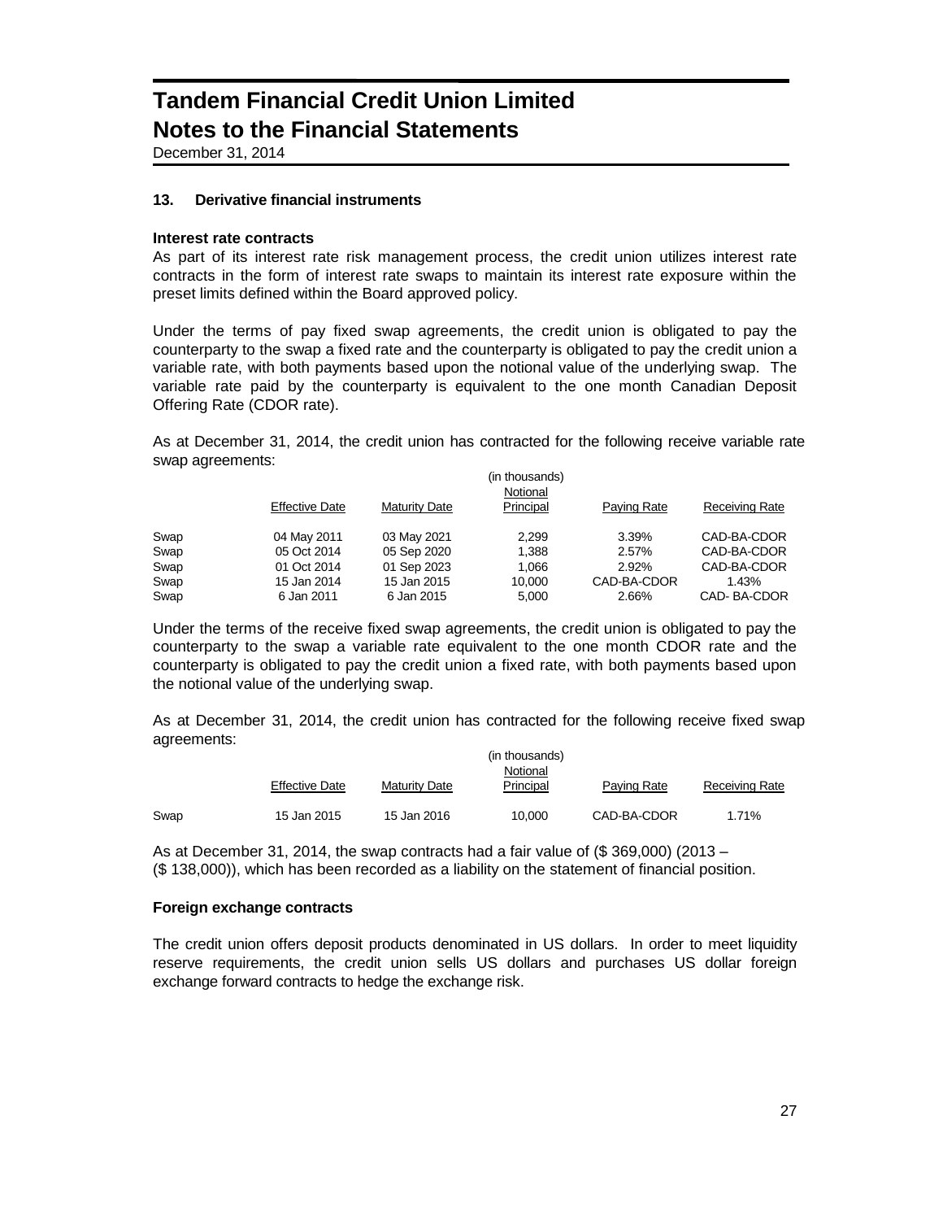# Tandem Financial Credit Union Limited
# Notes to the Financial Statements

December 31, 2014

## 13. Derivative financial instruments

### Interest rate contracts

As part of its interest rate risk management process, the credit union utilizes interest rate contracts in the form of interest rate swaps to maintain its interest rate exposure within the preset limits defined within the Board approved policy.

Under the terms of pay fixed swap agreements, the credit union is obligated to pay the counterparty to the swap a fixed rate and the counterparty is obligated to pay the credit union a variable rate, with both payments based upon the notional value of the underlying swap. The variable rate paid by the counterparty is equivalent to the one month Canadian Deposit Offering Rate (CDOR rate).

As at December 31, 2014, the credit union has contracted for the following receive variable rate swap agreements:

| | Effective Date | Maturity Date | (in thousands) Notional Principal | Paying Rate | Receiving Rate |
|---|---|---|---|---|---|
| Swap | 04 May 2011 | 03 May 2021 | 2,299 | 3.39% | CAD-BA-CDOR |
| Swap | 05 Oct 2014 | 05 Sep 2020 | 1,388 | 2.57% | CAD-BA-CDOR |
| Swap | 01 Oct 2014 | 01 Sep 2023 | 1,066 | 2.92% | CAD-BA-CDOR |
| Swap | 15 Jan 2014 | 15 Jan 2015 | 10,000 | CAD-BA-CDOR | 1.43% |
| Swap | 6 Jan 2011 | 6 Jan 2015 | 5,000 | 2.66% | CAD- BA-CDOR |

Under the terms of the receive fixed swap agreements, the credit union is obligated to pay the counterparty to the swap a variable rate equivalent to the one month CDOR rate and the counterparty is obligated to pay the credit union a fixed rate, with both payments based upon the notional value of the underlying swap.

As at December 31, 2014, the credit union has contracted for the following receive fixed swap agreements:

| | Effective Date | Maturity Date | (in thousands) Notional Principal | Paying Rate | Receiving Rate |
|---|---|---|---|---|---|
| Swap | 15 Jan 2015 | 15 Jan 2016 | 10,000 | CAD-BA-CDOR | 1.71% |

As at December 31, 2014, the swap contracts had a fair value of ($ 369,000) (2013 – ($ 138,000)), which has been recorded as a liability on the statement of financial position.

### Foreign exchange contracts

The credit union offers deposit products denominated in US dollars. In order to meet liquidity reserve requirements, the credit union sells US dollars and purchases US dollar foreign exchange forward contracts to hedge the exchange risk.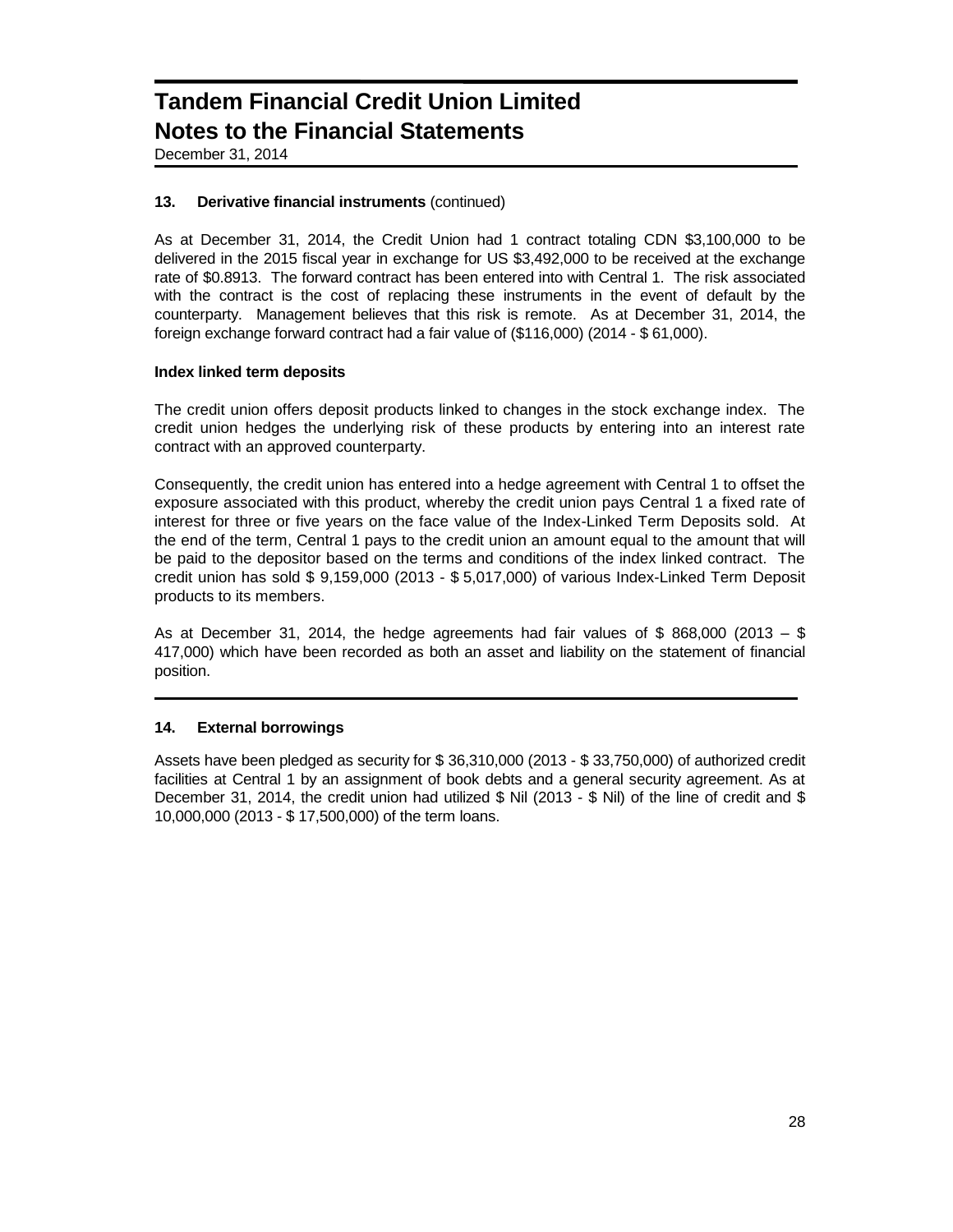# Tandem Financial Credit Union Limited
# Notes to the Financial Statements

December 31, 2014

### 13. Derivative financial instruments (continued)

As at December 31, 2014, the Credit Union had 1 contract totaling CDN $3,100,000 to be delivered in the 2015 fiscal year in exchange for US $3,492,000 to be received at the exchange rate of $0.8913. The forward contract has been entered into with Central 1. The risk associated with the contract is the cost of replacing these instruments in the event of default by the counterparty. Management believes that this risk is remote. As at December 31, 2014, the foreign exchange forward contract had a fair value of ($116,000) (2014 - $ 61,000).

**Index linked term deposits**

The credit union offers deposit products linked to changes in the stock exchange index. The credit union hedges the underlying risk of these products by entering into an interest rate contract with an approved counterparty.

Consequently, the credit union has entered into a hedge agreement with Central 1 to offset the exposure associated with this product, whereby the credit union pays Central 1 a fixed rate of interest for three or five years on the face value of the Index-Linked Term Deposits sold. At the end of the term, Central 1 pays to the credit union an amount equal to the amount that will be paid to the depositor based on the terms and conditions of the index linked contract. The credit union has sold $ 9,159,000 (2013 - $ 5,017,000) of various Index-Linked Term Deposit products to its members.

As at December 31, 2014, the hedge agreements had fair values of $ 868,000 (2013 – $ 417,000) which have been recorded as both an asset and liability on the statement of financial position.

### 14. External borrowings

Assets have been pledged as security for $ 36,310,000 (2013 - $ 33,750,000) of authorized credit facilities at Central 1 by an assignment of book debts and a general security agreement. As at December 31, 2014, the credit union had utilized $ Nil (2013 - $ Nil) of the line of credit and $ 10,000,000 (2013 - $ 17,500,000) of the term loans.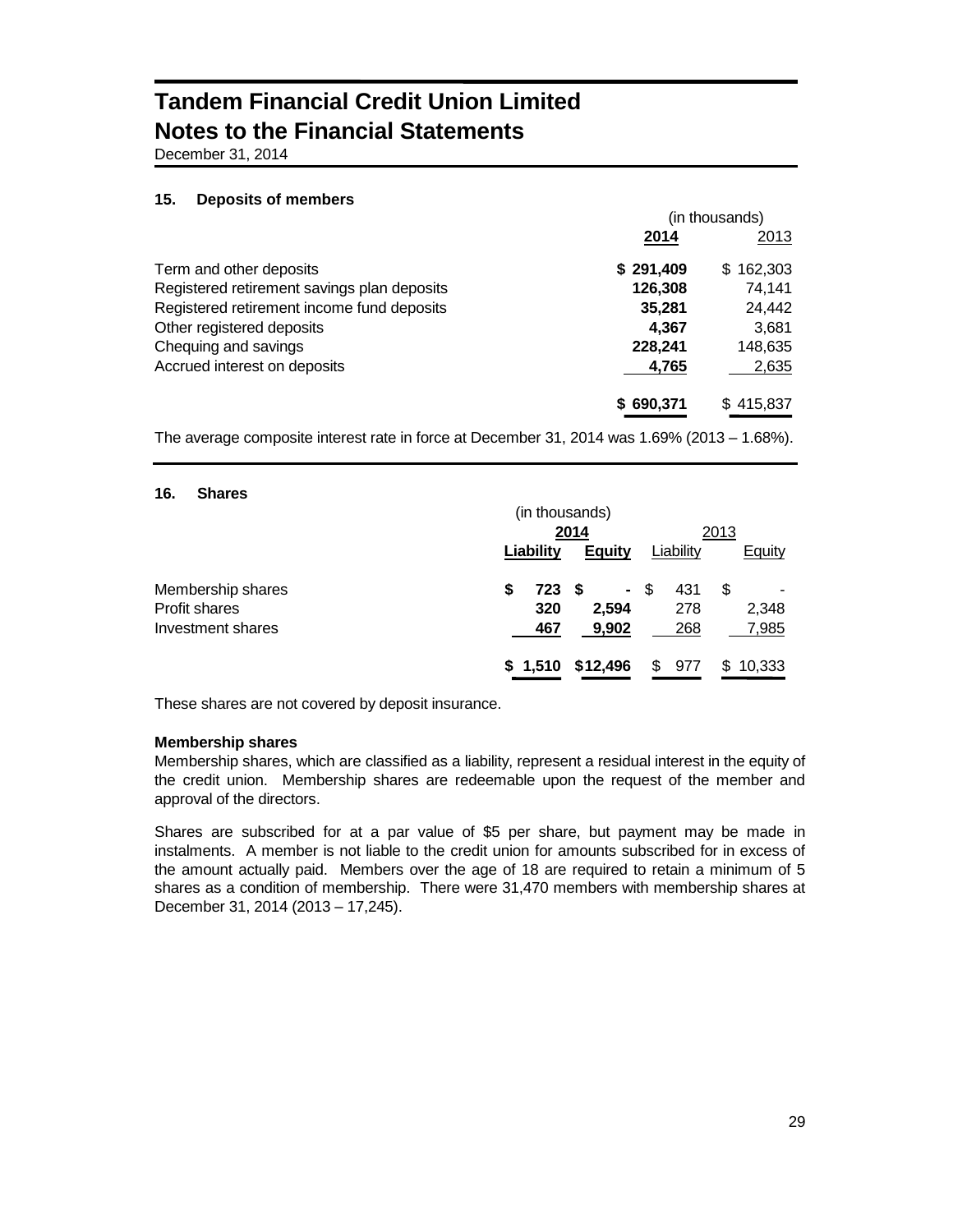# Tandem Financial Credit Union Limited
# Notes to the Financial Statements
December 31, 2014

### 15. Deposits of members

| | (in thousands) | |
|---|---|---|
| | **2014** | 2013 |
| Term and other deposits | **$ 291,409** | $ 162,303 |
| Registered retirement savings plan deposits | **126,308** | 74,141 |
| Registered retirement income fund deposits | **35,281** | 24,442 |
| Other registered deposits | **4,367** | 3,681 |
| Chequing and savings | **228,241** | 148,635 |
| Accrued interest on deposits | **4,765** | 2,635 |
| | **$ 690,371** | $ 415,837 |

The average composite interest rate in force at December 31, 2014 was 1.69% (2013 – 1.68%).

### 16. Shares

| | (in thousands) | | | |
|---|---|---|---|---|
| | **2014** | | 2013 | |
| | **Liability** | **Equity** | Liability | Equity |
| Membership shares | **$ 723** | **$ -** | $ 431 | $ - |
| Profit shares | **320** | **2,594** | 278 | 2,348 |
| Investment shares | **467** | **9,902** | 268 | 7,985 |
| | **$ 1,510** | **$12,496** | $ 977 | $ 10,333 |

These shares are not covered by deposit insurance.

**Membership shares**

Membership shares, which are classified as a liability, represent a residual interest in the equity of the credit union. Membership shares are redeemable upon the request of the member and approval of the directors.

Shares are subscribed for at a par value of $5 per share, but payment may be made in instalments. A member is not liable to the credit union for amounts subscribed for in excess of the amount actually paid. Members over the age of 18 are required to retain a minimum of 5 shares as a condition of membership. There were 31,470 members with membership shares at December 31, 2014 (2013 – 17,245).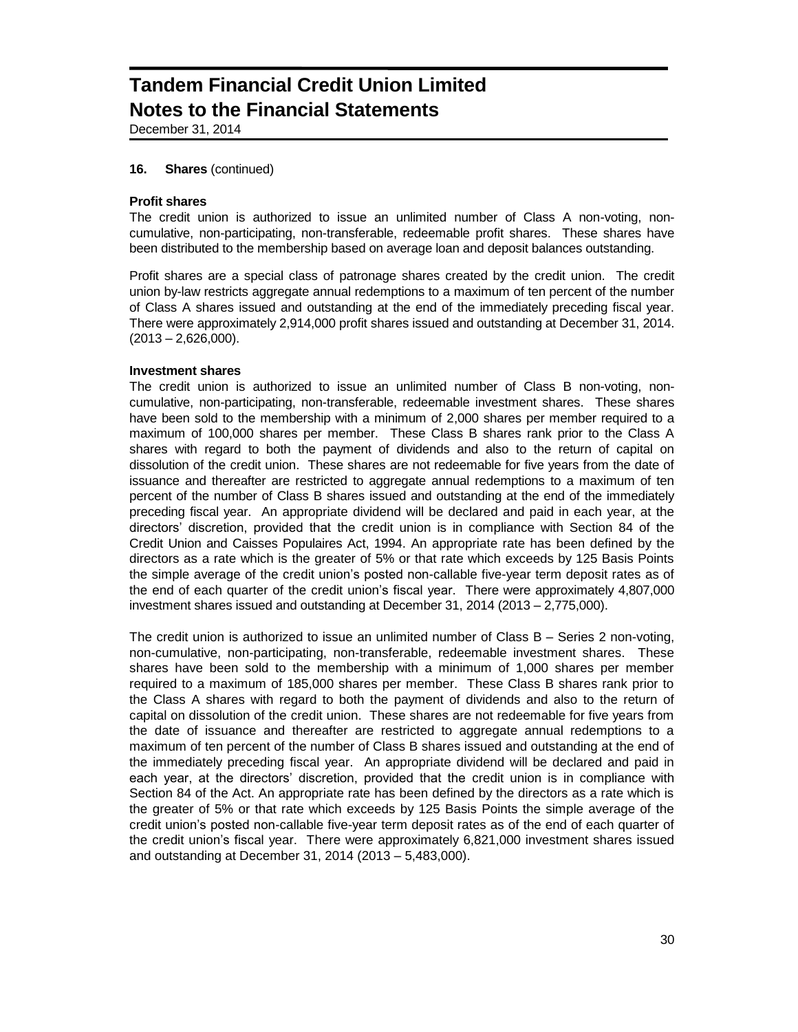## 16. Shares (continued)

### Profit shares

The credit union is authorized to issue an unlimited number of Class A non-voting, non-cumulative, non-participating, non-transferable, redeemable profit shares. These shares have been distributed to the membership based on average loan and deposit balances outstanding.

Profit shares are a special class of patronage shares created by the credit union. The credit union by-law restricts aggregate annual redemptions to a maximum of ten percent of the number of Class A shares issued and outstanding at the end of the immediately preceding fiscal year. There were approximately 2,914,000 profit shares issued and outstanding at December 31, 2014. (2013 – 2,626,000).

### Investment shares

The credit union is authorized to issue an unlimited number of Class B non-voting, non-cumulative, non-participating, non-transferable, redeemable investment shares. These shares have been sold to the membership with a minimum of 2,000 shares per member required to a maximum of 100,000 shares per member. These Class B shares rank prior to the Class A shares with regard to both the payment of dividends and also to the return of capital on dissolution of the credit union. These shares are not redeemable for five years from the date of issuance and thereafter are restricted to aggregate annual redemptions to a maximum of ten percent of the number of Class B shares issued and outstanding at the end of the immediately preceding fiscal year. An appropriate dividend will be declared and paid in each year, at the directors' discretion, provided that the credit union is in compliance with Section 84 of the Credit Union and Caisses Populaires Act, 1994. An appropriate rate has been defined by the directors as a rate which is the greater of 5% or that rate which exceeds by 125 Basis Points the simple average of the credit union's posted non-callable five-year term deposit rates as of the end of each quarter of the credit union's fiscal year. There were approximately 4,807,000 investment shares issued and outstanding at December 31, 2014 (2013 – 2,775,000).

The credit union is authorized to issue an unlimited number of Class B – Series 2 non-voting, non-cumulative, non-participating, non-transferable, redeemable investment shares. These shares have been sold to the membership with a minimum of 1,000 shares per member required to a maximum of 185,000 shares per member. These Class B shares rank prior to the Class A shares with regard to both the payment of dividends and also to the return of capital on dissolution of the credit union. These shares are not redeemable for five years from the date of issuance and thereafter are restricted to aggregate annual redemptions to a maximum of ten percent of the number of Class B shares issued and outstanding at the end of the immediately preceding fiscal year. An appropriate dividend will be declared and paid in each year, at the directors' discretion, provided that the credit union is in compliance with Section 84 of the Act. An appropriate rate has been defined by the directors as a rate which is the greater of 5% or that rate which exceeds by 125 Basis Points the simple average of the credit union's posted non-callable five-year term deposit rates as of the end of each quarter of the credit union's fiscal year. There were approximately 6,821,000 investment shares issued and outstanding at December 31, 2014 (2013 – 5,483,000).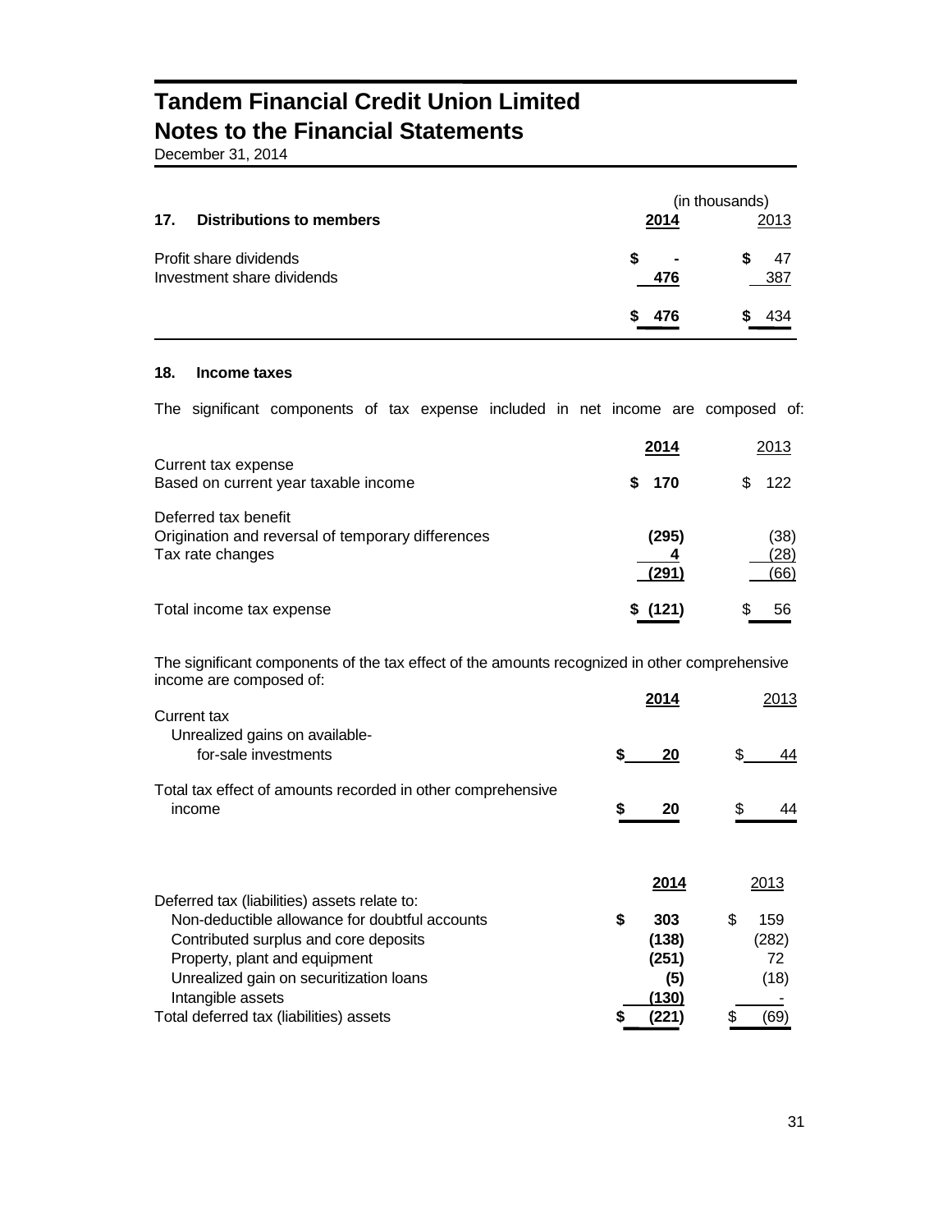# Tandem Financial Credit Union Limited
## Notes to the Financial Statements
December 31, 2014

| 17. Distributions to members | (in thousands) 2014 | 2013 |
|---|---|---|
| Profit share dividends | $ - | $ 47 |
| Investment share dividends | 476 | 387 |
| | $ 476 | $ 434 |

**18. Income taxes**

The significant components of tax expense included in net income are composed of:

| | 2014 | 2013 |
|---|---|---|
| Current tax expense | | |
| Based on current year taxable income | $ 170 | $ 122 |
| Deferred tax benefit | | |
| Origination and reversal of temporary differences | (295) | (38) |
| Tax rate changes | 4 | (28) |
| | (291) | (66) |
| Total income tax expense | $ (121) | $ 56 |

The significant components of the tax effect of the amounts recognized in other comprehensive income are composed of:

| | 2014 | 2013 |
|---|---|---|
| Current tax | | |
| Unrealized gains on available-for-sale investments | $ 20 | $ 44 |
| Total tax effect of amounts recorded in other comprehensive income | $ 20 | $ 44 |

| | 2014 | 2013 |
|---|---|---|
| Deferred tax (liabilities) assets relate to: | | |
| Non-deductible allowance for doubtful accounts | $ 303 | $ 159 |
| Contributed surplus and core deposits | (138) | (282) |
| Property, plant and equipment | (251) | 72 |
| Unrealized gain on securitization loans | (5) | (18) |
| Intangible assets | (130) | - |
| Total deferred tax (liabilities) assets | $ (221) | $ (69) |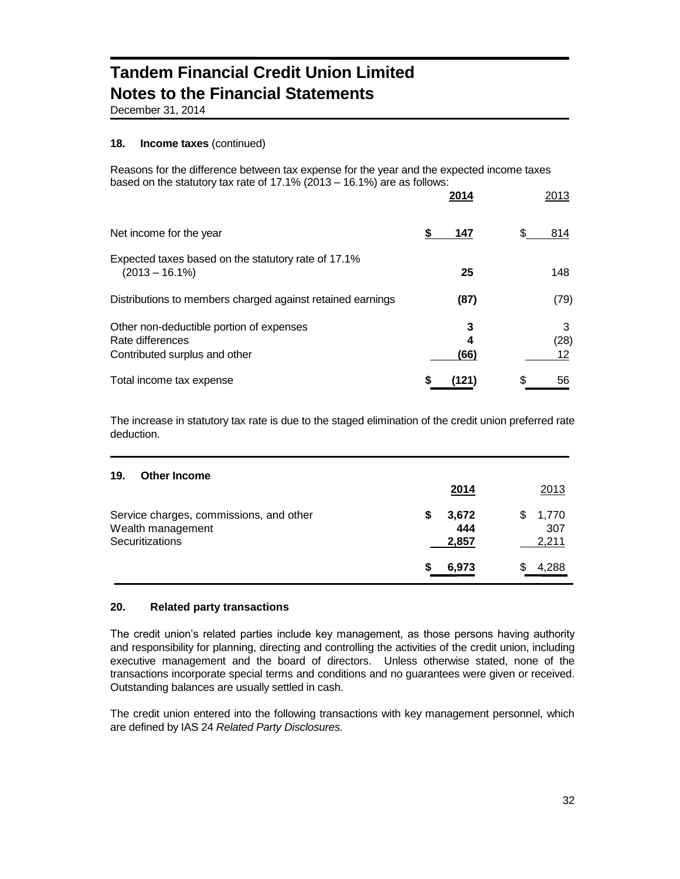# Tandem Financial Credit Union Limited
# Notes to the Financial Statements

December 31, 2014

**18. Income taxes** (continued)

Reasons for the difference between tax expense for the year and the expected income taxes based on the statutory tax rate of 17.1% (2013 – 16.1%) are as follows:

| | **2014** | 2013 |
|---|---|---|
| Net income for the year | **$ 147** | $ 814 |
| Expected taxes based on the statutory rate of 17.1% (2013 – 16.1%) | **25** | 148 |
| Distributions to members charged against retained earnings | **(87)** | (79) |
| Other non-deductible portion of expenses | **3** | 3 |
| Rate differences | **4** | (28) |
| Contributed surplus and other | **(66)** | 12 |
| Total income tax expense | **$ (121)** | $ 56 |

The increase in statutory tax rate is due to the staged elimination of the credit union preferred rate deduction.

**19. Other Income**

| | **2014** | 2013 |
|---|---|---|
| Service charges, commissions, and other | **$ 3,672** | $ 1,770 |
| Wealth management | **444** | 307 |
| Securitizations | **2,857** | 2,211 |
| | **$ 6,973** | $ 4,288 |

**20. Related party transactions**

The credit union's related parties include key management, as those persons having authority and responsibility for planning, directing and controlling the activities of the credit union, including executive management and the board of directors. Unless otherwise stated, none of the transactions incorporate special terms and conditions and no guarantees were given or received. Outstanding balances are usually settled in cash.

The credit union entered into the following transactions with key management personnel, which are defined by IAS 24 *Related Party Disclosures.*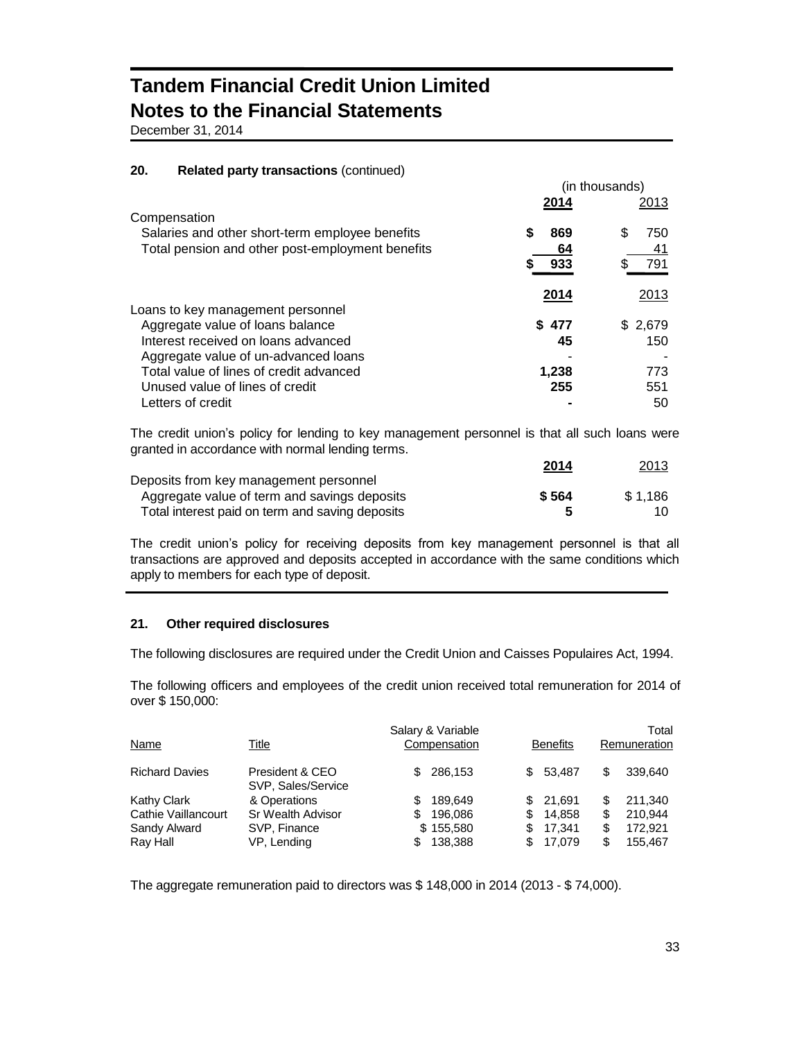## 20. Related party transactions (continued)

| | (in thousands) | |
|---|---|---|
| | **2014** | 2013 |
| Compensation | | |
| Salaries and other short-term employee benefits | **$ 869** | $ 750 |
| Total pension and other post-employment benefits | **64** | 41 |
| | **$ 933** | $ 791 |

| | **2014** | 2013 |
|---|---|---|
| Loans to key management personnel | | |
| Aggregate value of loans balance | **$ 477** | $ 2,679 |
| Interest received on loans advanced | **45** | 150 |
| Aggregate value of un-advanced loans | **-** | - |
| Total value of lines of credit advanced | **1,238** | 773 |
| Unused value of lines of credit | **255** | 551 |
| Letters of credit | **-** | 50 |

The credit union's policy for lending to key management personnel is that all such loans were granted in accordance with normal lending terms.

| | **2014** | 2013 |
|---|---|---|
| Deposits from key management personnel | | |
| Aggregate value of term and savings deposits | **$ 564** | $ 1,186 |
| Total interest paid on term and saving deposits | **5** | 10 |

The credit union's policy for receiving deposits from key management personnel is that all transactions are approved and deposits accepted in accordance with the same conditions which apply to members for each type of deposit.

## 21. Other required disclosures

The following disclosures are required under the Credit Union and Caisses Populaires Act, 1994.

The following officers and employees of the credit union received total remuneration for 2014 of over $ 150,000:

| Name | Title | Salary & Variable Compensation | Benefits | Total Remuneration |
|---|---|---|---|---|
| Richard Davies | President & CEO | $ 286,153 | $ 53,487 | $ 339,640 |
| Kathy Clark | SVP, Sales/Service & Operations | $ 189,649 | $ 21,691 | $ 211,340 |
| Cathie Vaillancourt | Sr Wealth Advisor | $ 196,086 | $ 14,858 | $ 210,944 |
| Sandy Alward | SVP, Finance | $ 155,580 | $ 17,341 | $ 172,921 |
| Ray Hall | VP, Lending | $ 138,388 | $ 17,079 | $ 155,467 |

The aggregate remuneration paid to directors was $ 148,000 in 2014 (2013 - $ 74,000).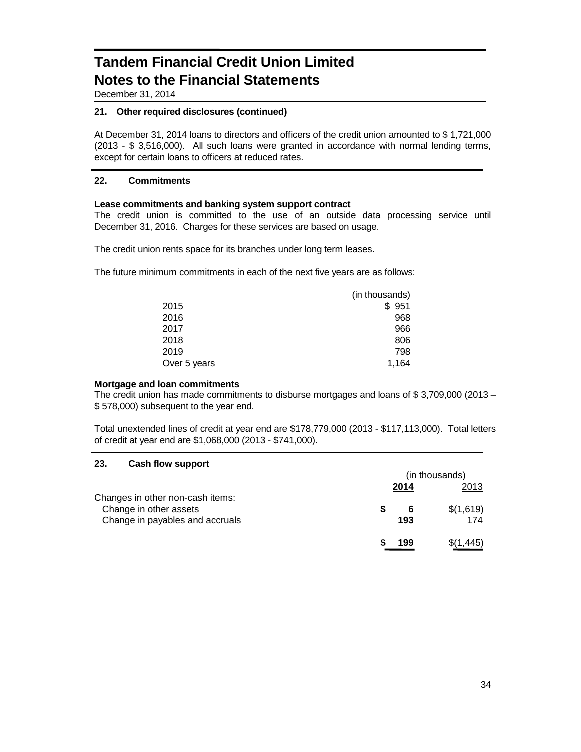# Tandem Financial Credit Union Limited
# Notes to the Financial Statements

December 31, 2014

### 21. Other required disclosures (continued)

At December 31, 2014 loans to directors and officers of the credit union amounted to $ 1,721,000 (2013 - $ 3,516,000). All such loans were granted in accordance with normal lending terms, except for certain loans to officers at reduced rates.

### 22. Commitments

**Lease commitments and banking system support contract**

The credit union is committed to the use of an outside data processing service until December 31, 2016. Charges for these services are based on usage.

The credit union rents space for its branches under long term leases.

The future minimum commitments in each of the next five years are as follows:

| | (in thousands) |
|---|---|
| 2015 | $ 951 |
| 2016 | 968 |
| 2017 | 966 |
| 2018 | 806 |
| 2019 | 798 |
| Over 5 years | 1,164 |

**Mortgage and loan commitments**

The credit union has made commitments to disburse mortgages and loans of $ 3,709,000 (2013 – $ 578,000) subsequent to the year end.

Total unextended lines of credit at year end are $178,779,000 (2013 - $117,113,000). Total letters of credit at year end are $1,068,000 (2013 - $741,000).

### 23. Cash flow support

| | (in thousands) | |
|---|---|---|
| | **2014** | 2013 |
| Changes in other non-cash items: | | |
| Change in other assets | **$ 6** | $(1,619) |
| Change in payables and accruals | **193** | 174 |
| | **$ 199** | $(1,445) |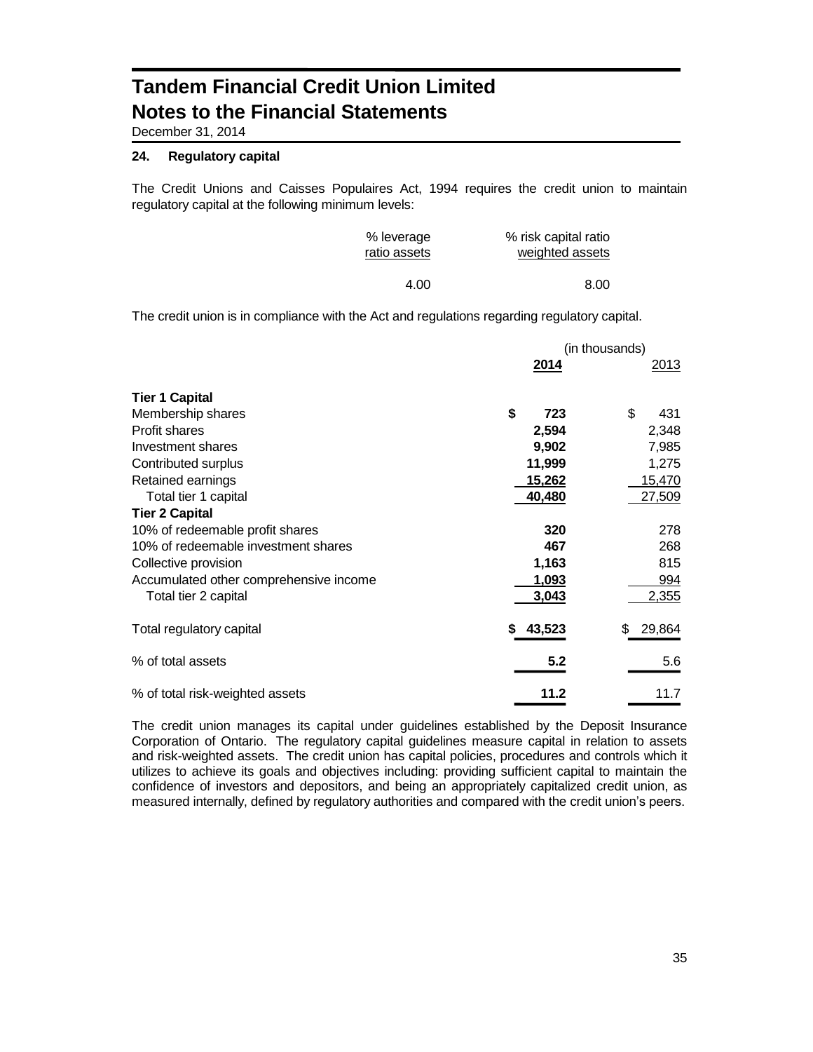# Tandem Financial Credit Union Limited
# Notes to the Financial Statements

December 31, 2014

### 24. Regulatory capital

The Credit Unions and Caisses Populaires Act, 1994 requires the credit union to maintain regulatory capital at the following minimum levels:

| % leverage ratio assets | % risk capital ratio weighted assets |
|---|---|
| 4.00 | 8.00 |

The credit union is in compliance with the Act and regulations regarding regulatory capital.

| | (in thousands) | |
|---|---|---|
| | **2014** | 2013 |
| **Tier 1 Capital** | | |
| Membership shares | **$ 723** | $ 431 |
| Profit shares | **2,594** | 2,348 |
| Investment shares | **9,902** | 7,985 |
| Contributed surplus | **11,999** | 1,275 |
| Retained earnings | **15,262** | 15,470 |
| Total tier 1 capital | **40,480** | 27,509 |
| **Tier 2 Capital** | | |
| 10% of redeemable profit shares | **320** | 278 |
| 10% of redeemable investment shares | **467** | 268 |
| Collective provision | **1,163** | 815 |
| Accumulated other comprehensive income | **1,093** | 994 |
| Total tier 2 capital | **3,043** | 2,355 |
| Total regulatory capital | **$ 43,523** | $ 29,864 |
| % of total assets | **5.2** | 5.6 |
| % of total risk-weighted assets | **11.2** | 11.7 |

The credit union manages its capital under guidelines established by the Deposit Insurance Corporation of Ontario. The regulatory capital guidelines measure capital in relation to assets and risk-weighted assets. The credit union has capital policies, procedures and controls which it utilizes to achieve its goals and objectives including: providing sufficient capital to maintain the confidence of investors and depositors, and being an appropriately capitalized credit union, as measured internally, defined by regulatory authorities and compared with the credit union's peers.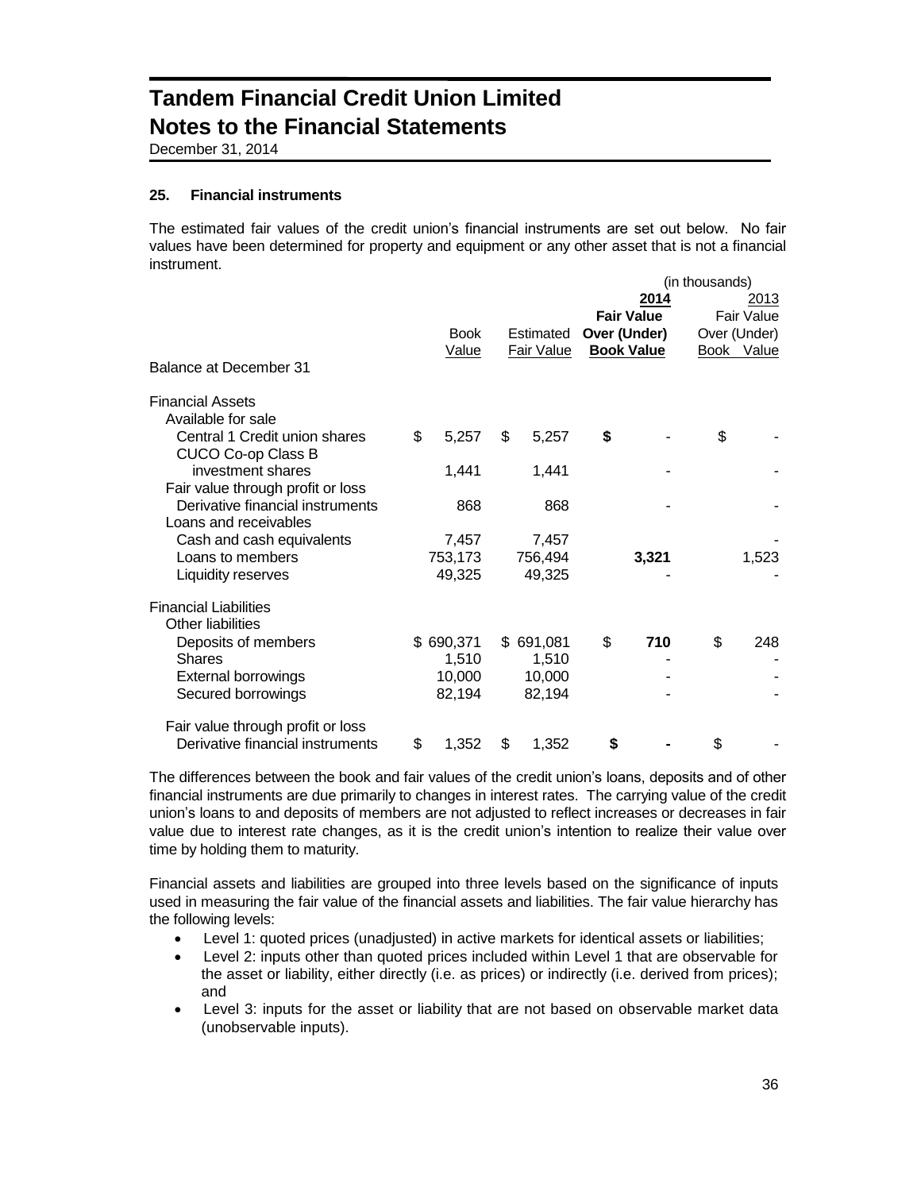# Tandem Financial Credit Union Limited
# Notes to the Financial Statements

December 31, 2014

### 25. Financial instruments

The estimated fair values of the credit union's financial instruments are set out below. No fair values have been determined for property and equipment or any other asset that is not a financial instrument.

| | | | (in thousands) | |
|---|---|---|---|---|
| | | | **2014** | 2013 |
| | Book Value | Estimated Fair Value | **Fair Value Over (Under) Book Value** | Fair Value Over (Under) Book Value |
| Balance at December 31 | | | | |
| Financial Assets | | | | |
| Available for sale | | | | |
| Central 1 Credit union shares | $ 5,257 | $ 5,257 | **$ -** | $ - |
| CUCO Co-op Class B investment shares | 1,441 | 1,441 | - | - |
| Fair value through profit or loss | | | | |
| Derivative financial instruments | 868 | 868 | - | - |
| Loans and receivables | | | | |
| Cash and cash equivalents | 7,457 | 7,457 | | - |
| Loans to members | 753,173 | 756,494 | **3,321** | 1,523 |
| Liquidity reserves | 49,325 | 49,325 | - | - |
| Financial Liabilities | | | | |
| Other liabilities | | | | |
| Deposits of members | $ 690,371 | $ 691,081 | $ **710** | $ 248 |
| Shares | 1,510 | 1,510 | - | - |
| External borrowings | 10,000 | 10,000 | - | - |
| Secured borrowings | 82,194 | 82,194 | - | - |
| Fair value through profit or loss | | | | |
| Derivative financial instruments | $ 1,352 | $ 1,352 | **$ -** | $ - |

The differences between the book and fair values of the credit union's loans, deposits and of other financial instruments are due primarily to changes in interest rates. The carrying value of the credit union's loans to and deposits of members are not adjusted to reflect increases or decreases in fair value due to interest rate changes, as it is the credit union's intention to realize their value over time by holding them to maturity.

Financial assets and liabilities are grouped into three levels based on the significance of inputs used in measuring the fair value of the financial assets and liabilities. The fair value hierarchy has the following levels:

- Level 1: quoted prices (unadjusted) in active markets for identical assets or liabilities;
- Level 2: inputs other than quoted prices included within Level 1 that are observable for the asset or liability, either directly (i.e. as prices) or indirectly (i.e. derived from prices); and
- Level 3: inputs for the asset or liability that are not based on observable market data (unobservable inputs).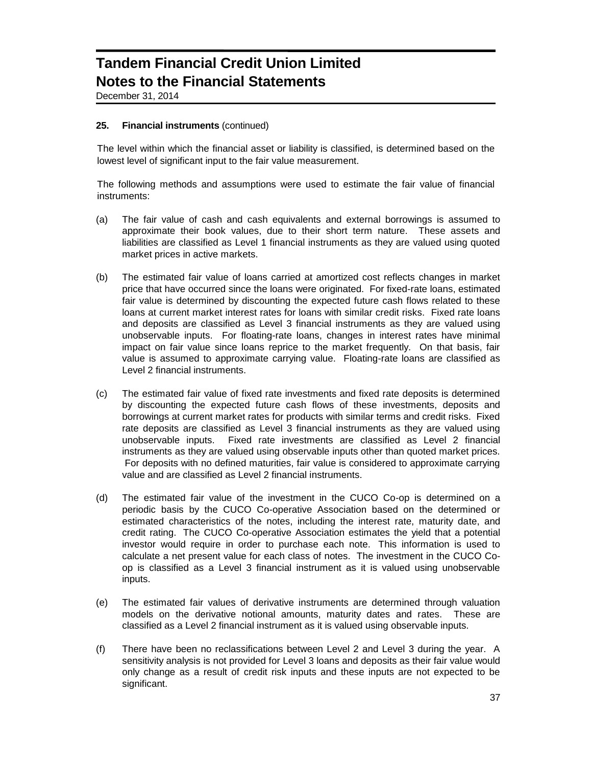# Tandem Financial Credit Union Limited
# Notes to the Financial Statements

December 31, 2014

### 25. Financial instruments (continued)

The level within which the financial asset or liability is classified, is determined based on the lowest level of significant input to the fair value measurement.

The following methods and assumptions were used to estimate the fair value of financial instruments:

(a) The fair value of cash and cash equivalents and external borrowings is assumed to approximate their book values, due to their short term nature. These assets and liabilities are classified as Level 1 financial instruments as they are valued using quoted market prices in active markets.

(b) The estimated fair value of loans carried at amortized cost reflects changes in market price that have occurred since the loans were originated. For fixed-rate loans, estimated fair value is determined by discounting the expected future cash flows related to these loans at current market interest rates for loans with similar credit risks. Fixed rate loans and deposits are classified as Level 3 financial instruments as they are valued using unobservable inputs. For floating-rate loans, changes in interest rates have minimal impact on fair value since loans reprice to the market frequently. On that basis, fair value is assumed to approximate carrying value. Floating-rate loans are classified as Level 2 financial instruments.

(c) The estimated fair value of fixed rate investments and fixed rate deposits is determined by discounting the expected future cash flows of these investments, deposits and borrowings at current market rates for products with similar terms and credit risks. Fixed rate deposits are classified as Level 3 financial instruments as they are valued using unobservable inputs. Fixed rate investments are classified as Level 2 financial instruments as they are valued using observable inputs other than quoted market prices. For deposits with no defined maturities, fair value is considered to approximate carrying value and are classified as Level 2 financial instruments.

(d) The estimated fair value of the investment in the CUCO Co-op is determined on a periodic basis by the CUCO Co-operative Association based on the determined or estimated characteristics of the notes, including the interest rate, maturity date, and credit rating. The CUCO Co-operative Association estimates the yield that a potential investor would require in order to purchase each note. This information is used to calculate a net present value for each class of notes. The investment in the CUCO Co-op is classified as a Level 3 financial instrument as it is valued using unobservable inputs.

(e) The estimated fair values of derivative instruments are determined through valuation models on the derivative notional amounts, maturity dates and rates. These are classified as a Level 2 financial instrument as it is valued using observable inputs.

(f) There have been no reclassifications between Level 2 and Level 3 during the year. A sensitivity analysis is not provided for Level 3 loans and deposits as their fair value would only change as a result of credit risk inputs and these inputs are not expected to be significant.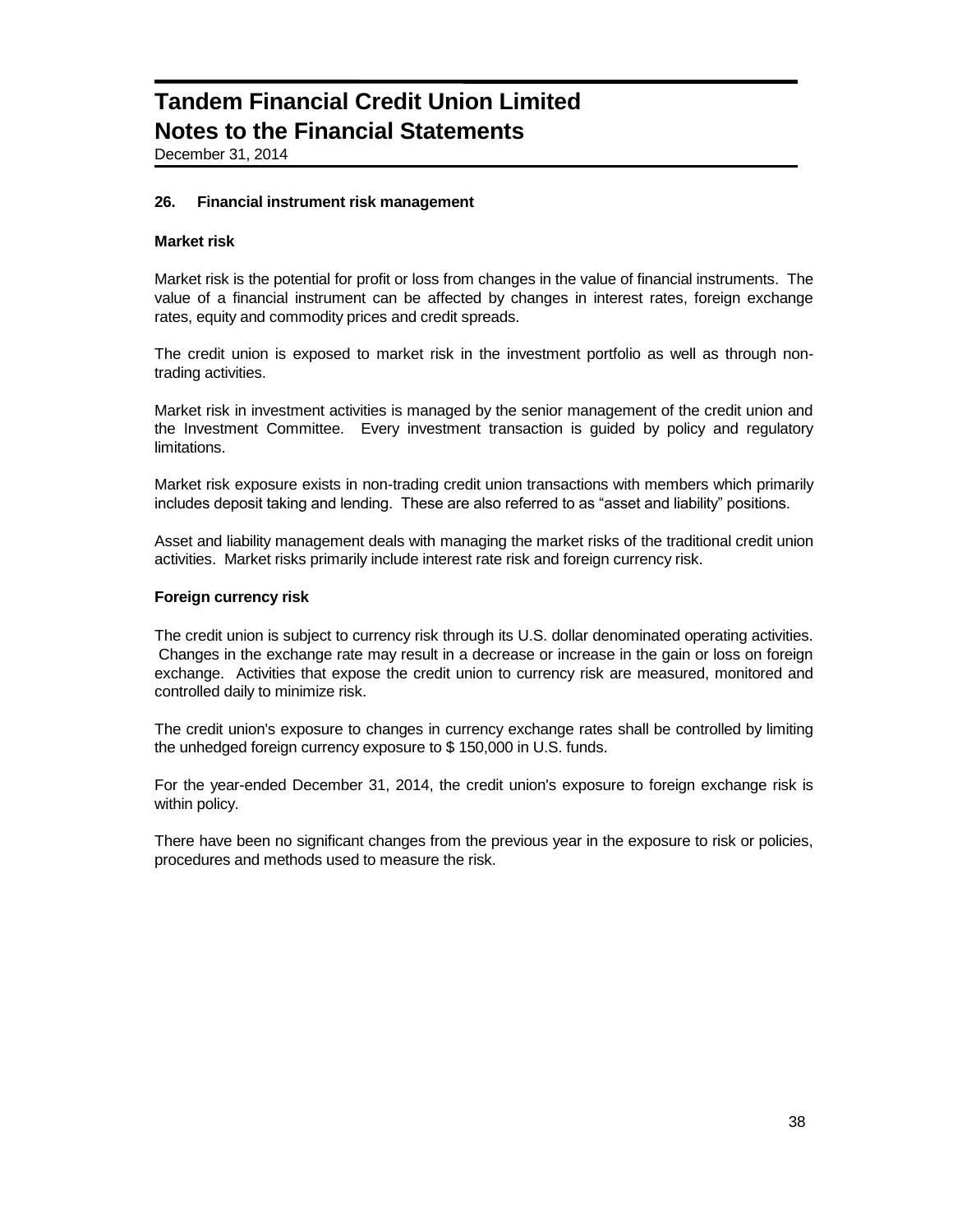# Tandem Financial Credit Union Limited
# Notes to the Financial Statements

December 31, 2014

## 26. Financial instrument risk management

### Market risk

Market risk is the potential for profit or loss from changes in the value of financial instruments. The value of a financial instrument can be affected by changes in interest rates, foreign exchange rates, equity and commodity prices and credit spreads.

The credit union is exposed to market risk in the investment portfolio as well as through non-trading activities.

Market risk in investment activities is managed by the senior management of the credit union and the Investment Committee. Every investment transaction is guided by policy and regulatory limitations.

Market risk exposure exists in non-trading credit union transactions with members which primarily includes deposit taking and lending. These are also referred to as "asset and liability" positions.

Asset and liability management deals with managing the market risks of the traditional credit union activities. Market risks primarily include interest rate risk and foreign currency risk.

### Foreign currency risk

The credit union is subject to currency risk through its U.S. dollar denominated operating activities. Changes in the exchange rate may result in a decrease or increase in the gain or loss on foreign exchange. Activities that expose the credit union to currency risk are measured, monitored and controlled daily to minimize risk.

The credit union's exposure to changes in currency exchange rates shall be controlled by limiting the unhedged foreign currency exposure to $ 150,000 in U.S. funds.

For the year-ended December 31, 2014, the credit union's exposure to foreign exchange risk is within policy.

There have been no significant changes from the previous year in the exposure to risk or policies, procedures and methods used to measure the risk.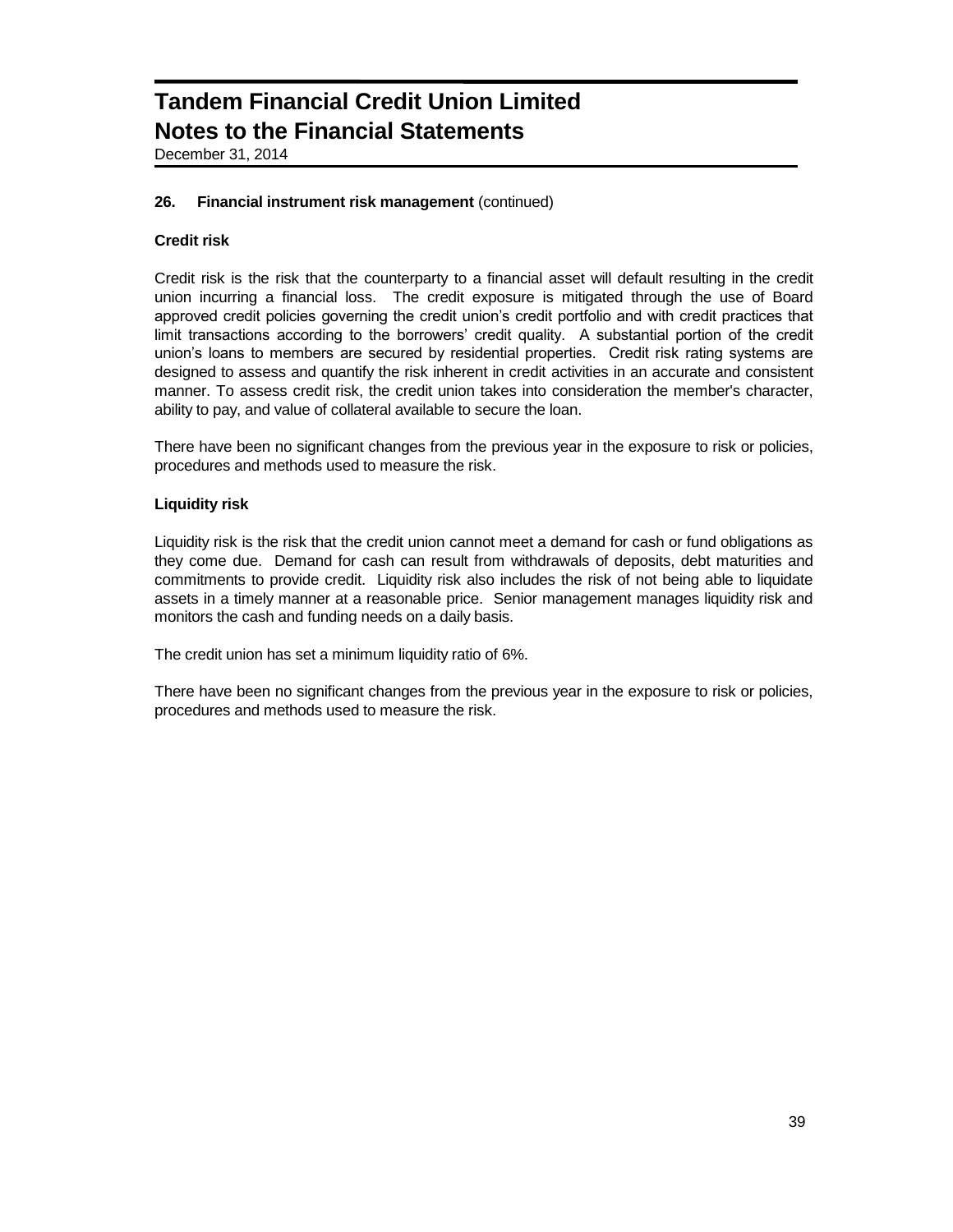# Tandem Financial Credit Union Limited
# Notes to the Financial Statements

December 31, 2014

**26. Financial instrument risk management** (continued)

**Credit risk**

Credit risk is the risk that the counterparty to a financial asset will default resulting in the credit union incurring a financial loss. The credit exposure is mitigated through the use of Board approved credit policies governing the credit union's credit portfolio and with credit practices that limit transactions according to the borrowers' credit quality. A substantial portion of the credit union's loans to members are secured by residential properties. Credit risk rating systems are designed to assess and quantify the risk inherent in credit activities in an accurate and consistent manner. To assess credit risk, the credit union takes into consideration the member's character, ability to pay, and value of collateral available to secure the loan.

There have been no significant changes from the previous year in the exposure to risk or policies, procedures and methods used to measure the risk.

**Liquidity risk**

Liquidity risk is the risk that the credit union cannot meet a demand for cash or fund obligations as they come due. Demand for cash can result from withdrawals of deposits, debt maturities and commitments to provide credit. Liquidity risk also includes the risk of not being able to liquidate assets in a timely manner at a reasonable price. Senior management manages liquidity risk and monitors the cash and funding needs on a daily basis.

The credit union has set a minimum liquidity ratio of 6%.

There have been no significant changes from the previous year in the exposure to risk or policies, procedures and methods used to measure the risk.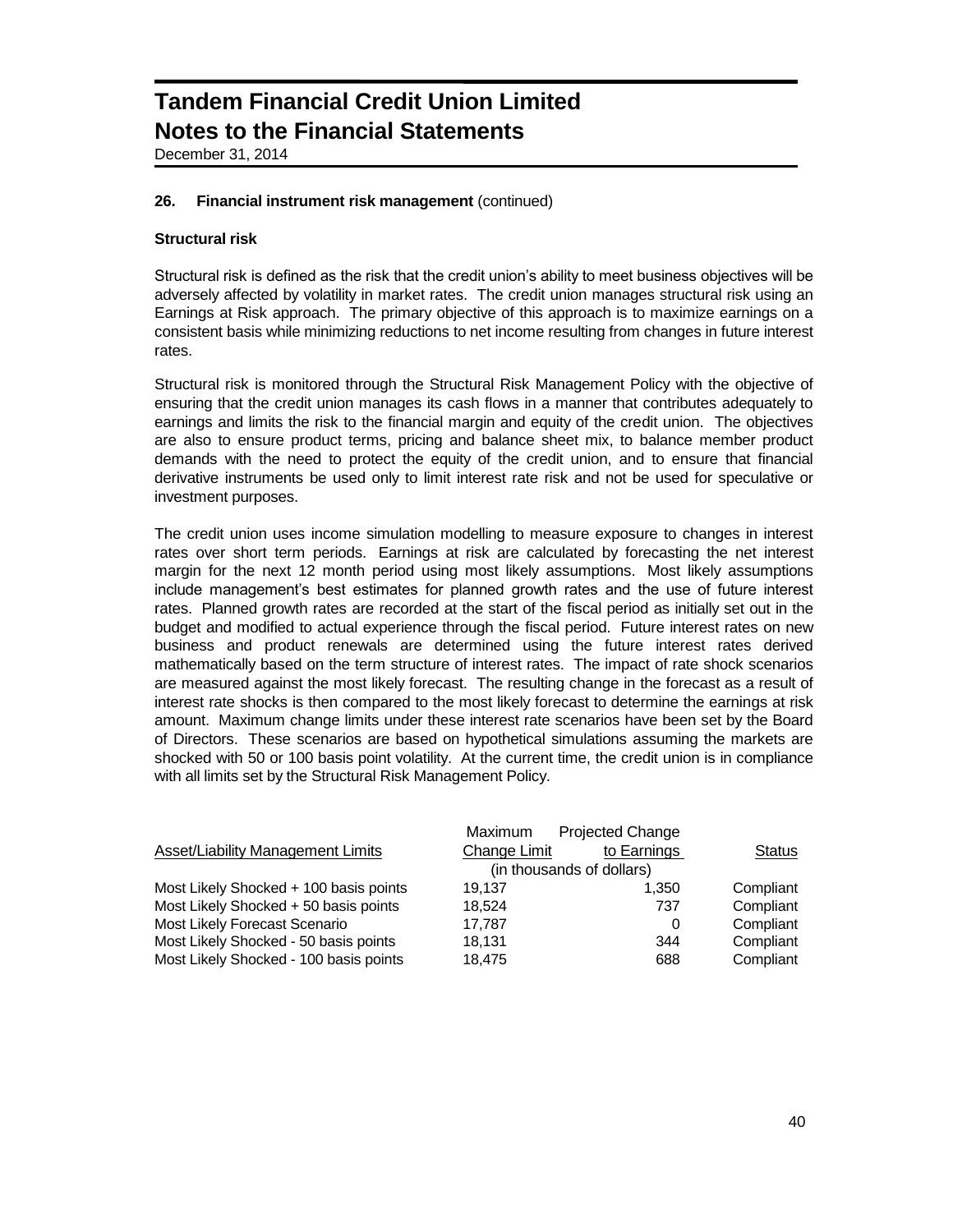# Tandem Financial Credit Union Limited
# Notes to the Financial Statements

December 31, 2014

**26. Financial instrument risk management** (continued)

**Structural risk**

Structural risk is defined as the risk that the credit union's ability to meet business objectives will be adversely affected by volatility in market rates. The credit union manages structural risk using an Earnings at Risk approach. The primary objective of this approach is to maximize earnings on a consistent basis while minimizing reductions to net income resulting from changes in future interest rates.

Structural risk is monitored through the Structural Risk Management Policy with the objective of ensuring that the credit union manages its cash flows in a manner that contributes adequately to earnings and limits the risk to the financial margin and equity of the credit union. The objectives are also to ensure product terms, pricing and balance sheet mix, to balance member product demands with the need to protect the equity of the credit union, and to ensure that financial derivative instruments be used only to limit interest rate risk and not be used for speculative or investment purposes.

The credit union uses income simulation modelling to measure exposure to changes in interest rates over short term periods. Earnings at risk are calculated by forecasting the net interest margin for the next 12 month period using most likely assumptions. Most likely assumptions include management's best estimates for planned growth rates and the use of future interest rates. Planned growth rates are recorded at the start of the fiscal period as initially set out in the budget and modified to actual experience through the fiscal period. Future interest rates on new business and product renewals are determined using the future interest rates derived mathematically based on the term structure of interest rates. The impact of rate shock scenarios are measured against the most likely forecast. The resulting change in the forecast as a result of interest rate shocks is then compared to the most likely forecast to determine the earnings at risk amount. Maximum change limits under these interest rate scenarios have been set by the Board of Directors. These scenarios are based on hypothetical simulations assuming the markets are shocked with 50 or 100 basis point volatility. At the current time, the credit union is in compliance with all limits set by the Structural Risk Management Policy.

| Asset/Liability Management Limits | Maximum Change Limit | Projected Change to Earnings | Status |
|---|---|---|---|
| | (in thousands of dollars) | | |
| Most Likely Shocked + 100 basis points | 19,137 | 1,350 | Compliant |
| Most Likely Shocked + 50 basis points | 18,524 | 737 | Compliant |
| Most Likely Forecast Scenario | 17,787 | 0 | Compliant |
| Most Likely Shocked - 50 basis points | 18,131 | 344 | Compliant |
| Most Likely Shocked - 100 basis points | 18,475 | 688 | Compliant |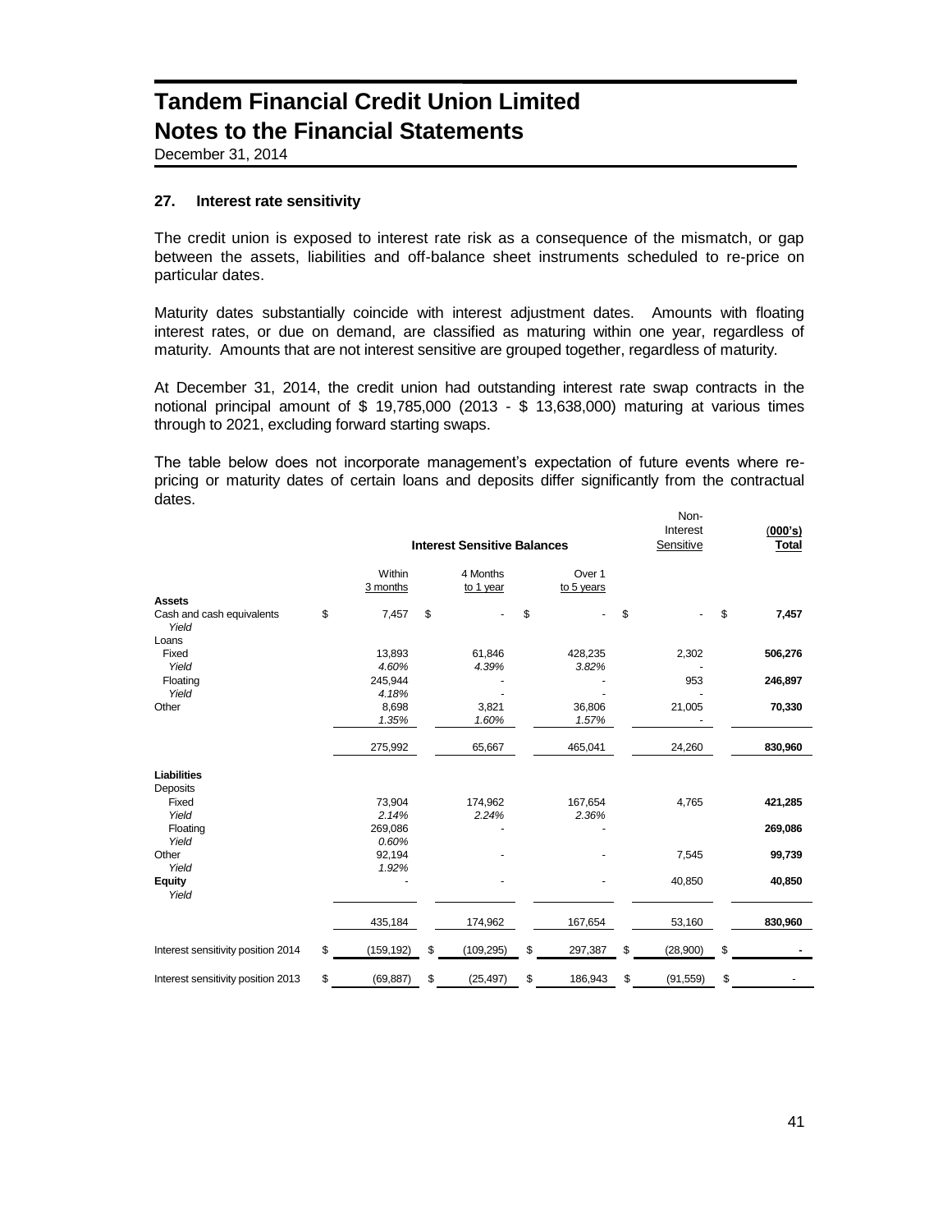# Tandem Financial Credit Union Limited
# Notes to the Financial Statements

December 31, 2014

### 27. Interest rate sensitivity

The credit union is exposed to interest rate risk as a consequence of the mismatch, or gap between the assets, liabilities and off-balance sheet instruments scheduled to re-price on particular dates.

Maturity dates substantially coincide with interest adjustment dates. Amounts with floating interest rates, or due on demand, are classified as maturing within one year, regardless of maturity. Amounts that are not interest sensitive are grouped together, regardless of maturity.

At December 31, 2014, the credit union had outstanding interest rate swap contracts in the notional principal amount of \$ 19,785,000 (2013 - \$ 13,638,000) maturing at various times through to 2021, excluding forward starting swaps.

The table below does not incorporate management's expectation of future events where re-pricing or maturity dates of certain loans and deposits differ significantly from the contractual dates.

| | Interest Sensitive Balances | | | Non-Interest Sensitive | (000's) Total |
|---|---|---|---|---|---|
| | Within 3 months | 4 Months to 1 year | Over 1 to 5 years | | |
| **Assets** | | | | | |
| Cash and cash equivalents | \$ 7,457 | \$ - | \$ - | \$ - | \$ **7,457** |
| *Yield* | | | | | |
| Loans | | | | | |
| Fixed | 13,893 | 61,846 | 428,235 | 2,302 | **506,276** |
| *Yield* | *4.60%* | *4.39%* | *3.82%* | - | |
| Floating | 245,944 | - | - | 953 | **246,897** |
| *Yield* | *4.18%* | - | - | - | |
| Other | 8,698 | 3,821 | 36,806 | 21,005 | **70,330** |
| | *1.35%* | *1.60%* | *1.57%* | - | |
| | 275,992 | 65,667 | 465,041 | 24,260 | **830,960** |
| **Liabilities** | | | | | |
| Deposits | | | | | |
| Fixed | 73,904 | 174,962 | 167,654 | 4,765 | **421,285** |
| *Yield* | *2.14%* | *2.24%* | *2.36%* | | |
| Floating | 269,086 | - | - | | **269,086** |
| *Yield* | *0.60%* | | | | |
| Other | 92,194 | - | - | 7,545 | **99,739** |
| *Yield* | *1.92%* | | | | |
| **Equity** | - | - | - | 40,850 | **40,850** |
| *Yield* | | | | | |
| | 435,184 | 174,962 | 167,654 | 53,160 | **830,960** |
| Interest sensitivity position 2014 | \$ (159,192) | \$ (109,295) | \$ 297,387 | \$ (28,900) | \$ **-** |
| Interest sensitivity position 2013 | \$ (69,887) | \$ (25,497) | \$ 186,943 | \$ (91,559) | \$ - |